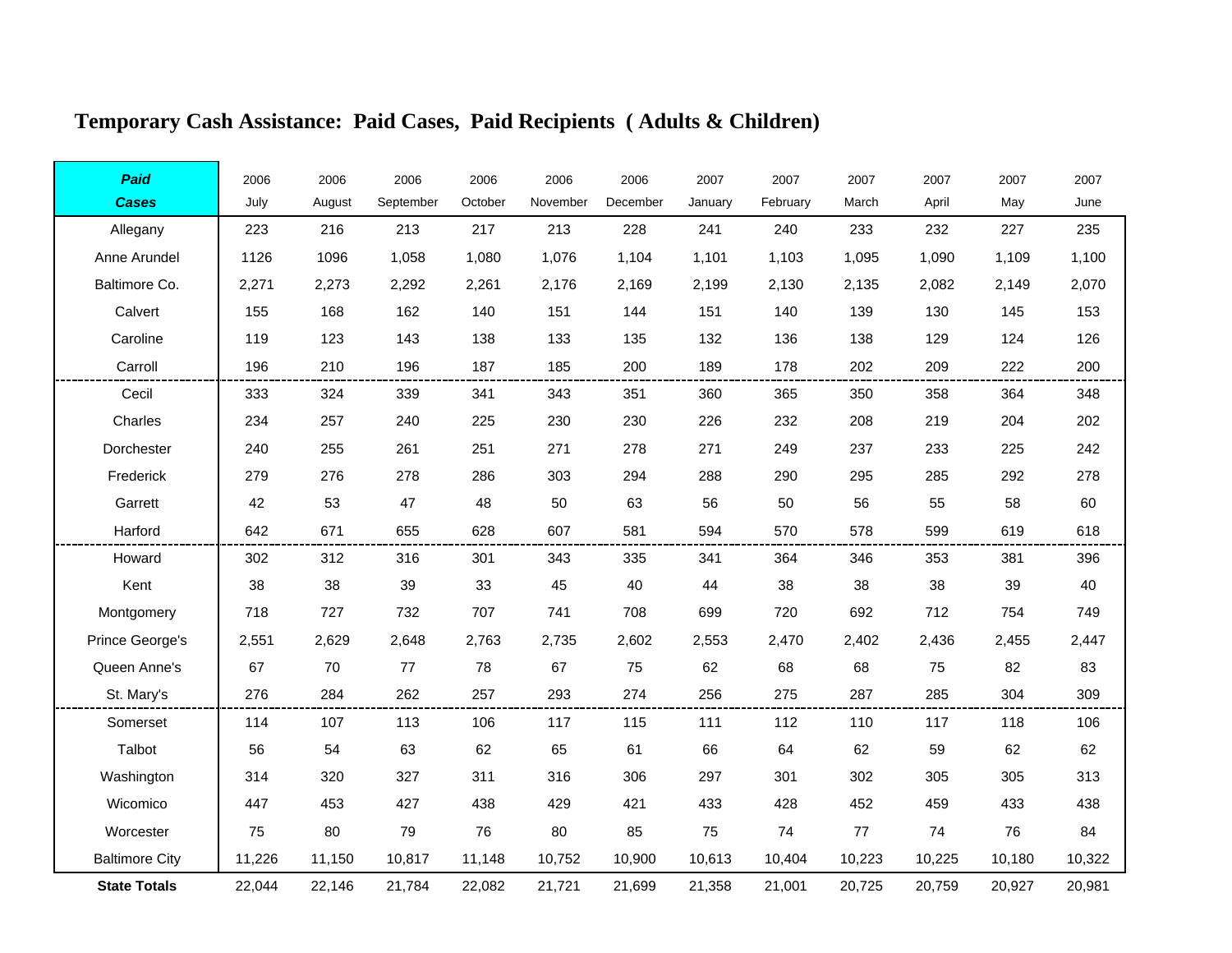# Temporary Cash Assistance: Paid Cases, Paid Recipients ( Adults & Children)

| ***Paid Cases*** | 2006 July | 2006 August | 2006 September | 2006 October | 2006 November | 2006 December | 2007 January | 2007 February | 2007 March | 2007 April | 2007 May | 2007 June |
|---|---|---|---|---|---|---|---|---|---|---|---|---|
| Allegany | 223 | 216 | 213 | 217 | 213 | 228 | 241 | 240 | 233 | 232 | 227 | 235 |
| Anne Arundel | 1126 | 1096 | 1,058 | 1,080 | 1,076 | 1,104 | 1,101 | 1,103 | 1,095 | 1,090 | 1,109 | 1,100 |
| Baltimore Co. | 2,271 | 2,273 | 2,292 | 2,261 | 2,176 | 2,169 | 2,199 | 2,130 | 2,135 | 2,082 | 2,149 | 2,070 |
| Calvert | 155 | 168 | 162 | 140 | 151 | 144 | 151 | 140 | 139 | 130 | 145 | 153 |
| Caroline | 119 | 123 | 143 | 138 | 133 | 135 | 132 | 136 | 138 | 129 | 124 | 126 |
| Carroll | 196 | 210 | 196 | 187 | 185 | 200 | 189 | 178 | 202 | 209 | 222 | 200 |
| Cecil | 333 | 324 | 339 | 341 | 343 | 351 | 360 | 365 | 350 | 358 | 364 | 348 |
| Charles | 234 | 257 | 240 | 225 | 230 | 230 | 226 | 232 | 208 | 219 | 204 | 202 |
| Dorchester | 240 | 255 | 261 | 251 | 271 | 278 | 271 | 249 | 237 | 233 | 225 | 242 |
| Frederick | 279 | 276 | 278 | 286 | 303 | 294 | 288 | 290 | 295 | 285 | 292 | 278 |
| Garrett | 42 | 53 | 47 | 48 | 50 | 63 | 56 | 50 | 56 | 55 | 58 | 60 |
| Harford | 642 | 671 | 655 | 628 | 607 | 581 | 594 | 570 | 578 | 599 | 619 | 618 |
| Howard | 302 | 312 | 316 | 301 | 343 | 335 | 341 | 364 | 346 | 353 | 381 | 396 |
| Kent | 38 | 38 | 39 | 33 | 45 | 40 | 44 | 38 | 38 | 38 | 39 | 40 |
| Montgomery | 718 | 727 | 732 | 707 | 741 | 708 | 699 | 720 | 692 | 712 | 754 | 749 |
| Prince George's | 2,551 | 2,629 | 2,648 | 2,763 | 2,735 | 2,602 | 2,553 | 2,470 | 2,402 | 2,436 | 2,455 | 2,447 |
| Queen Anne's | 67 | 70 | 77 | 78 | 67 | 75 | 62 | 68 | 68 | 75 | 82 | 83 |
| St. Mary's | 276 | 284 | 262 | 257 | 293 | 274 | 256 | 275 | 287 | 285 | 304 | 309 |
| Somerset | 114 | 107 | 113 | 106 | 117 | 115 | 111 | 112 | 110 | 117 | 118 | 106 |
| Talbot | 56 | 54 | 63 | 62 | 65 | 61 | 66 | 64 | 62 | 59 | 62 | 62 |
| Washington | 314 | 320 | 327 | 311 | 316 | 306 | 297 | 301 | 302 | 305 | 305 | 313 |
| Wicomico | 447 | 453 | 427 | 438 | 429 | 421 | 433 | 428 | 452 | 459 | 433 | 438 |
| Worcester | 75 | 80 | 79 | 76 | 80 | 85 | 75 | 74 | 77 | 74 | 76 | 84 |
| Baltimore City | 11,226 | 11,150 | 10,817 | 11,148 | 10,752 | 10,900 | 10,613 | 10,404 | 10,223 | 10,225 | 10,180 | 10,322 |
| **State Totals** | 22,044 | 22,146 | 21,784 | 22,082 | 21,721 | 21,699 | 21,358 | 21,001 | 20,725 | 20,759 | 20,927 | 20,981 |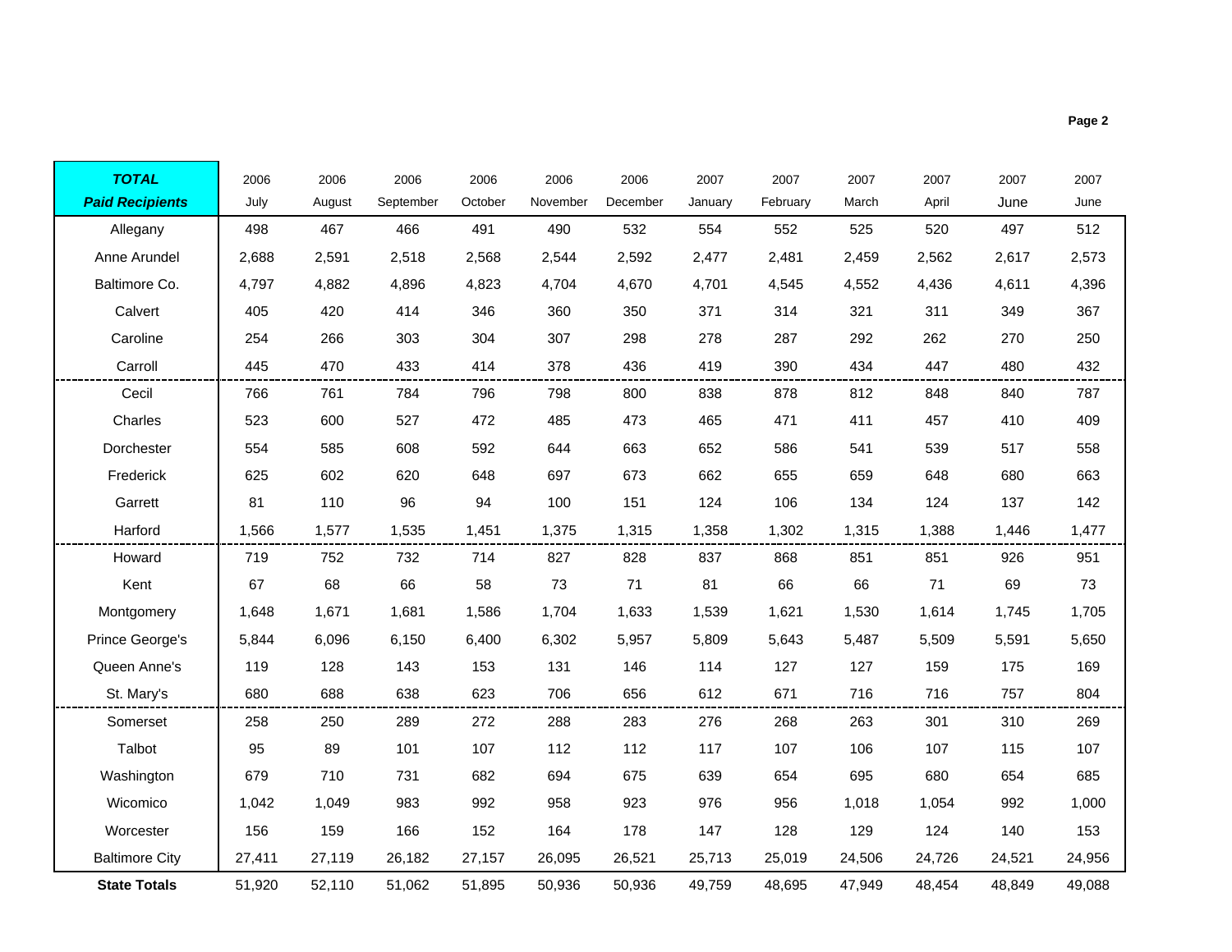| ***TOTAL Paid Recipients*** | 2006 July | 2006 August | 2006 September | 2006 October | 2006 November | 2006 December | 2007 January | 2007 February | 2007 March | 2007 April | 2007 June | 2007 June |
|---|---|---|---|---|---|---|---|---|---|---|---|---|
| Allegany | 498 | 467 | 466 | 491 | 490 | 532 | 554 | 552 | 525 | 520 | 497 | 512 |
| Anne Arundel | 2,688 | 2,591 | 2,518 | 2,568 | 2,544 | 2,592 | 2,477 | 2,481 | 2,459 | 2,562 | 2,617 | 2,573 |
| Baltimore Co. | 4,797 | 4,882 | 4,896 | 4,823 | 4,704 | 4,670 | 4,701 | 4,545 | 4,552 | 4,436 | 4,611 | 4,396 |
| Calvert | 405 | 420 | 414 | 346 | 360 | 350 | 371 | 314 | 321 | 311 | 349 | 367 |
| Caroline | 254 | 266 | 303 | 304 | 307 | 298 | 278 | 287 | 292 | 262 | 270 | 250 |
| Carroll | 445 | 470 | 433 | 414 | 378 | 436 | 419 | 390 | 434 | 447 | 480 | 432 |
| Cecil | 766 | 761 | 784 | 796 | 798 | 800 | 838 | 878 | 812 | 848 | 840 | 787 |
| Charles | 523 | 600 | 527 | 472 | 485 | 473 | 465 | 471 | 411 | 457 | 410 | 409 |
| Dorchester | 554 | 585 | 608 | 592 | 644 | 663 | 652 | 586 | 541 | 539 | 517 | 558 |
| Frederick | 625 | 602 | 620 | 648 | 697 | 673 | 662 | 655 | 659 | 648 | 680 | 663 |
| Garrett | 81 | 110 | 96 | 94 | 100 | 151 | 124 | 106 | 134 | 124 | 137 | 142 |
| Harford | 1,566 | 1,577 | 1,535 | 1,451 | 1,375 | 1,315 | 1,358 | 1,302 | 1,315 | 1,388 | 1,446 | 1,477 |
| Howard | 719 | 752 | 732 | 714 | 827 | 828 | 837 | 868 | 851 | 851 | 926 | 951 |
| Kent | 67 | 68 | 66 | 58 | 73 | 71 | 81 | 66 | 66 | 71 | 69 | 73 |
| Montgomery | 1,648 | 1,671 | 1,681 | 1,586 | 1,704 | 1,633 | 1,539 | 1,621 | 1,530 | 1,614 | 1,745 | 1,705 |
| Prince George's | 5,844 | 6,096 | 6,150 | 6,400 | 6,302 | 5,957 | 5,809 | 5,643 | 5,487 | 5,509 | 5,591 | 5,650 |
| Queen Anne's | 119 | 128 | 143 | 153 | 131 | 146 | 114 | 127 | 127 | 159 | 175 | 169 |
| St. Mary's | 680 | 688 | 638 | 623 | 706 | 656 | 612 | 671 | 716 | 716 | 757 | 804 |
| Somerset | 258 | 250 | 289 | 272 | 288 | 283 | 276 | 268 | 263 | 301 | 310 | 269 |
| Talbot | 95 | 89 | 101 | 107 | 112 | 112 | 117 | 107 | 106 | 107 | 115 | 107 |
| Washington | 679 | 710 | 731 | 682 | 694 | 675 | 639 | 654 | 695 | 680 | 654 | 685 |
| Wicomico | 1,042 | 1,049 | 983 | 992 | 958 | 923 | 976 | 956 | 1,018 | 1,054 | 992 | 1,000 |
| Worcester | 156 | 159 | 166 | 152 | 164 | 178 | 147 | 128 | 129 | 124 | 140 | 153 |
| Baltimore City | 27,411 | 27,119 | 26,182 | 27,157 | 26,095 | 26,521 | 25,713 | 25,019 | 24,506 | 24,726 | 24,521 | 24,956 |
| **State Totals** | 51,920 | 52,110 | 51,062 | 51,895 | 50,936 | 50,936 | 49,759 | 48,695 | 47,949 | 48,454 | 48,849 | 49,088 |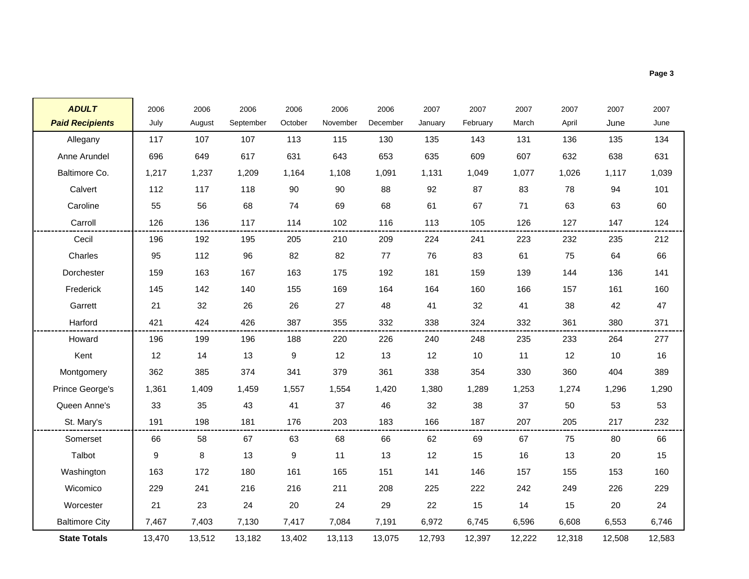| ADULT Paid Recipients | 2006 July | 2006 August | 2006 September | 2006 October | 2006 November | 2006 December | 2007 January | 2007 February | 2007 March | 2007 April | 2007 June | 2007 June |
|---|---|---|---|---|---|---|---|---|---|---|---|---|
| Allegany | 117 | 107 | 107 | 113 | 115 | 130 | 135 | 143 | 131 | 136 | 135 | 134 |
| Anne Arundel | 696 | 649 | 617 | 631 | 643 | 653 | 635 | 609 | 607 | 632 | 638 | 631 |
| Baltimore Co. | 1,217 | 1,237 | 1,209 | 1,164 | 1,108 | 1,091 | 1,131 | 1,049 | 1,077 | 1,026 | 1,117 | 1,039 |
| Calvert | 112 | 117 | 118 | 90 | 90 | 88 | 92 | 87 | 83 | 78 | 94 | 101 |
| Caroline | 55 | 56 | 68 | 74 | 69 | 68 | 61 | 67 | 71 | 63 | 63 | 60 |
| Carroll | 126 | 136 | 117 | 114 | 102 | 116 | 113 | 105 | 126 | 127 | 147 | 124 |
| Cecil | 196 | 192 | 195 | 205 | 210 | 209 | 224 | 241 | 223 | 232 | 235 | 212 |
| Charles | 95 | 112 | 96 | 82 | 82 | 77 | 76 | 83 | 61 | 75 | 64 | 66 |
| Dorchester | 159 | 163 | 167 | 163 | 175 | 192 | 181 | 159 | 139 | 144 | 136 | 141 |
| Frederick | 145 | 142 | 140 | 155 | 169 | 164 | 164 | 160 | 166 | 157 | 161 | 160 |
| Garrett | 21 | 32 | 26 | 26 | 27 | 48 | 41 | 32 | 41 | 38 | 42 | 47 |
| Harford | 421 | 424 | 426 | 387 | 355 | 332 | 338 | 324 | 332 | 361 | 380 | 371 |
| Howard | 196 | 199 | 196 | 188 | 220 | 226 | 240 | 248 | 235 | 233 | 264 | 277 |
| Kent | 12 | 14 | 13 | 9 | 12 | 13 | 12 | 10 | 11 | 12 | 10 | 16 |
| Montgomery | 362 | 385 | 374 | 341 | 379 | 361 | 338 | 354 | 330 | 360 | 404 | 389 |
| Prince George's | 1,361 | 1,409 | 1,459 | 1,557 | 1,554 | 1,420 | 1,380 | 1,289 | 1,253 | 1,274 | 1,296 | 1,290 |
| Queen Anne's | 33 | 35 | 43 | 41 | 37 | 46 | 32 | 38 | 37 | 50 | 53 | 53 |
| St. Mary's | 191 | 198 | 181 | 176 | 203 | 183 | 166 | 187 | 207 | 205 | 217 | 232 |
| Somerset | 66 | 58 | 67 | 63 | 68 | 66 | 62 | 69 | 67 | 75 | 80 | 66 |
| Talbot | 9 | 8 | 13 | 9 | 11 | 13 | 12 | 15 | 16 | 13 | 20 | 15 |
| Washington | 163 | 172 | 180 | 161 | 165 | 151 | 141 | 146 | 157 | 155 | 153 | 160 |
| Wicomico | 229 | 241 | 216 | 216 | 211 | 208 | 225 | 222 | 242 | 249 | 226 | 229 |
| Worcester | 21 | 23 | 24 | 20 | 24 | 29 | 22 | 15 | 14 | 15 | 20 | 24 |
| Baltimore City | 7,467 | 7,403 | 7,130 | 7,417 | 7,084 | 7,191 | 6,972 | 6,745 | 6,596 | 6,608 | 6,553 | 6,746 |
| **State Totals** | 13,470 | 13,512 | 13,182 | 13,402 | 13,113 | 13,075 | 12,793 | 12,397 | 12,222 | 12,318 | 12,508 | 12,583 |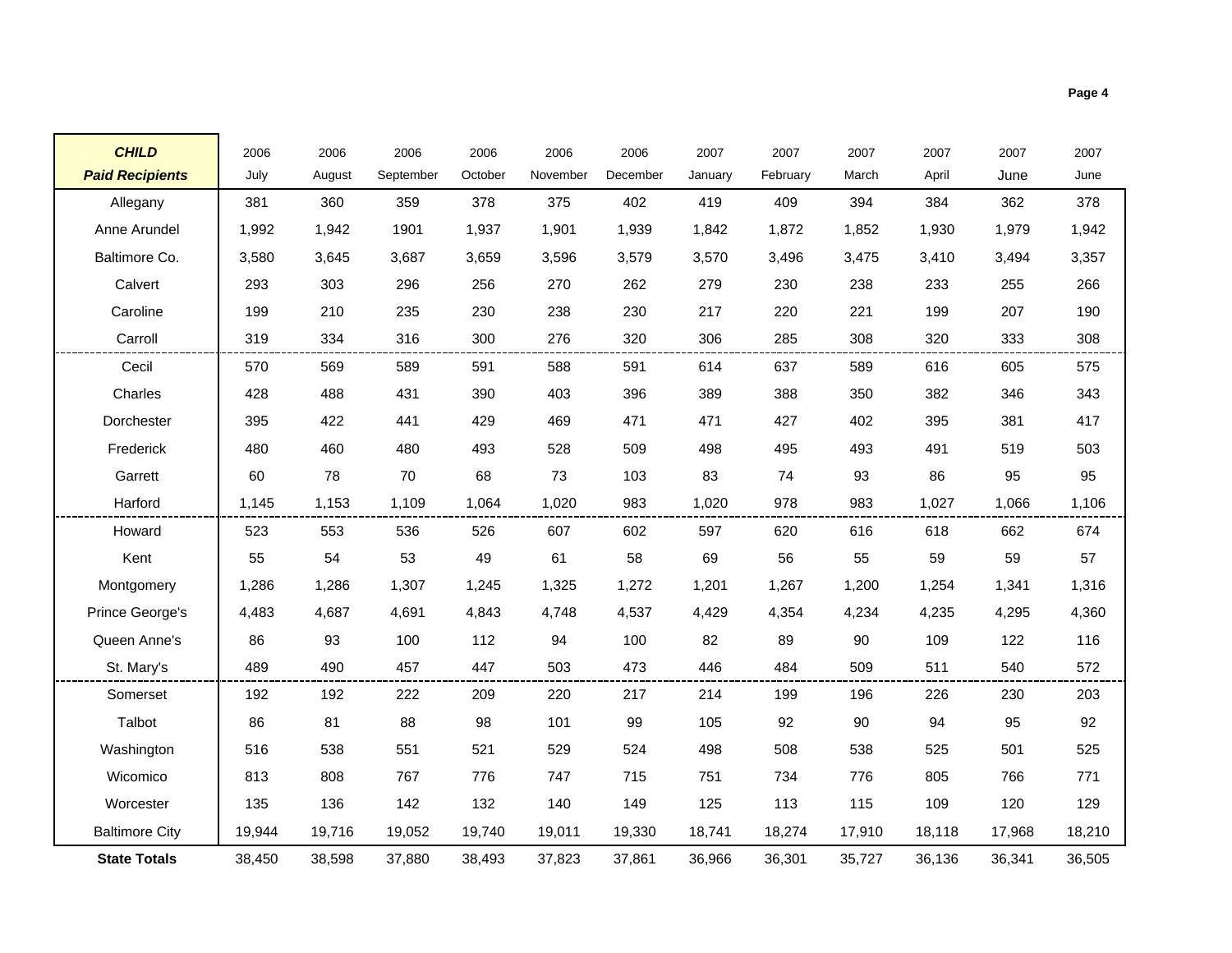| *CHILD* **Paid Recipients** | 2006 July | 2006 August | 2006 September | 2006 October | 2006 November | 2006 December | 2007 January | 2007 February | 2007 March | 2007 April | 2007 June | 2007 June |
|---|---|---|---|---|---|---|---|---|---|---|---|---|
| Allegany | 381 | 360 | 359 | 378 | 375 | 402 | 419 | 409 | 394 | 384 | 362 | 378 |
| Anne Arundel | 1,992 | 1,942 | 1901 | 1,937 | 1,901 | 1,939 | 1,842 | 1,872 | 1,852 | 1,930 | 1,979 | 1,942 |
| Baltimore Co. | 3,580 | 3,645 | 3,687 | 3,659 | 3,596 | 3,579 | 3,570 | 3,496 | 3,475 | 3,410 | 3,494 | 3,357 |
| Calvert | 293 | 303 | 296 | 256 | 270 | 262 | 279 | 230 | 238 | 233 | 255 | 266 |
| Caroline | 199 | 210 | 235 | 230 | 238 | 230 | 217 | 220 | 221 | 199 | 207 | 190 |
| Carroll | 319 | 334 | 316 | 300 | 276 | 320 | 306 | 285 | 308 | 320 | 333 | 308 |
| Cecil | 570 | 569 | 589 | 591 | 588 | 591 | 614 | 637 | 589 | 616 | 605 | 575 |
| Charles | 428 | 488 | 431 | 390 | 403 | 396 | 389 | 388 | 350 | 382 | 346 | 343 |
| Dorchester | 395 | 422 | 441 | 429 | 469 | 471 | 471 | 427 | 402 | 395 | 381 | 417 |
| Frederick | 480 | 460 | 480 | 493 | 528 | 509 | 498 | 495 | 493 | 491 | 519 | 503 |
| Garrett | 60 | 78 | 70 | 68 | 73 | 103 | 83 | 74 | 93 | 86 | 95 | 95 |
| Harford | 1,145 | 1,153 | 1,109 | 1,064 | 1,020 | 983 | 1,020 | 978 | 983 | 1,027 | 1,066 | 1,106 |
| Howard | 523 | 553 | 536 | 526 | 607 | 602 | 597 | 620 | 616 | 618 | 662 | 674 |
| Kent | 55 | 54 | 53 | 49 | 61 | 58 | 69 | 56 | 55 | 59 | 59 | 57 |
| Montgomery | 1,286 | 1,286 | 1,307 | 1,245 | 1,325 | 1,272 | 1,201 | 1,267 | 1,200 | 1,254 | 1,341 | 1,316 |
| Prince George's | 4,483 | 4,687 | 4,691 | 4,843 | 4,748 | 4,537 | 4,429 | 4,354 | 4,234 | 4,235 | 4,295 | 4,360 |
| Queen Anne's | 86 | 93 | 100 | 112 | 94 | 100 | 82 | 89 | 90 | 109 | 122 | 116 |
| St. Mary's | 489 | 490 | 457 | 447 | 503 | 473 | 446 | 484 | 509 | 511 | 540 | 572 |
| Somerset | 192 | 192 | 222 | 209 | 220 | 217 | 214 | 199 | 196 | 226 | 230 | 203 |
| Talbot | 86 | 81 | 88 | 98 | 101 | 99 | 105 | 92 | 90 | 94 | 95 | 92 |
| Washington | 516 | 538 | 551 | 521 | 529 | 524 | 498 | 508 | 538 | 525 | 501 | 525 |
| Wicomico | 813 | 808 | 767 | 776 | 747 | 715 | 751 | 734 | 776 | 805 | 766 | 771 |
| Worcester | 135 | 136 | 142 | 132 | 140 | 149 | 125 | 113 | 115 | 109 | 120 | 129 |
| Baltimore City | 19,944 | 19,716 | 19,052 | 19,740 | 19,011 | 19,330 | 18,741 | 18,274 | 17,910 | 18,118 | 17,968 | 18,210 |
| **State Totals** | 38,450 | 38,598 | 37,880 | 38,493 | 37,823 | 37,861 | 36,966 | 36,301 | 35,727 | 36,136 | 36,341 | 36,505 |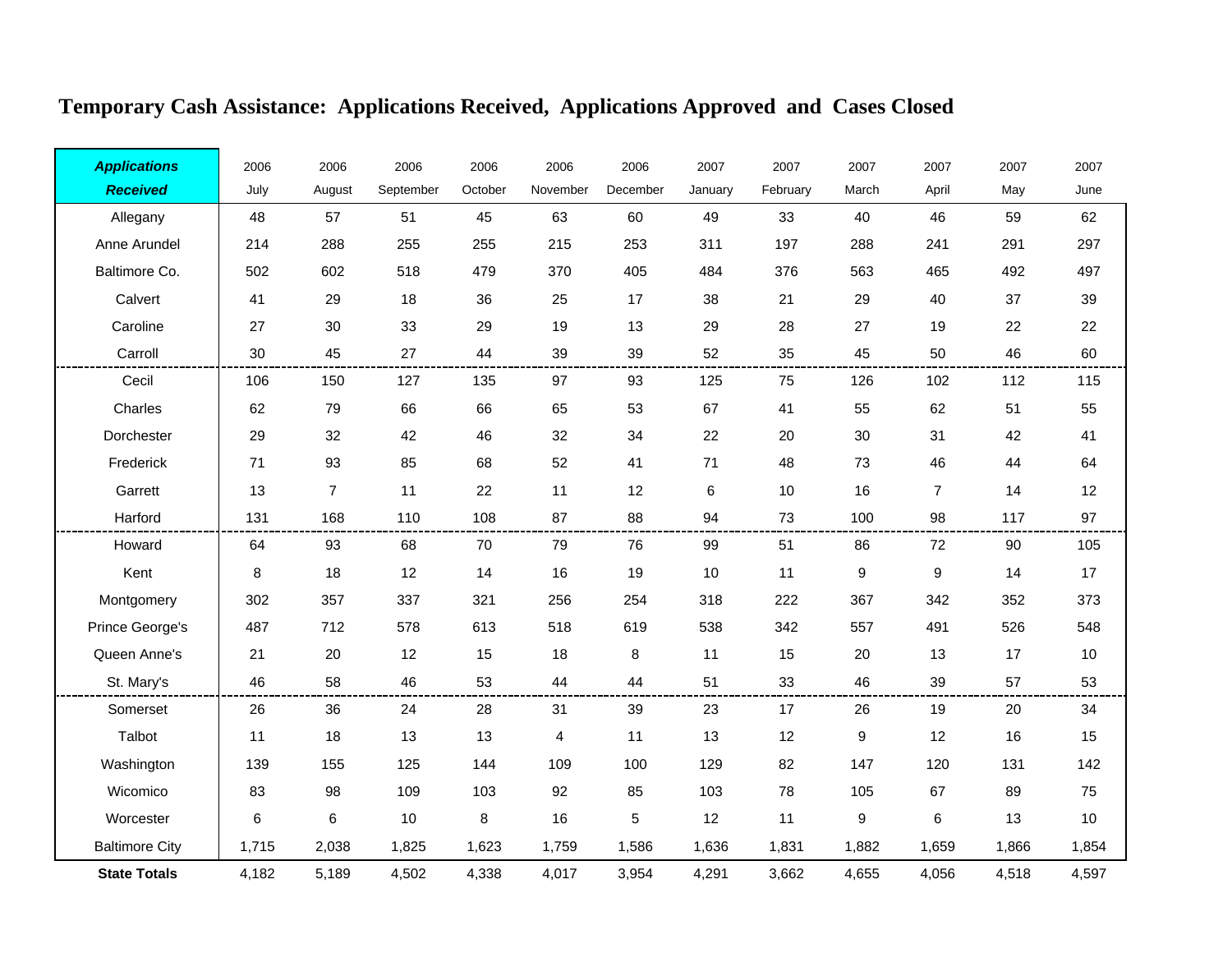# Temporary Cash Assistance: Applications Received, Applications Approved and Cases Closed

| ***Applications Received*** | 2006 July | 2006 August | 2006 September | 2006 October | 2006 November | 2006 December | 2007 January | 2007 February | 2007 March | 2007 April | 2007 May | 2007 June |
|---|---|---|---|---|---|---|---|---|---|---|---|---|
| Allegany | 48 | 57 | 51 | 45 | 63 | 60 | 49 | 33 | 40 | 46 | 59 | 62 |
| Anne Arundel | 214 | 288 | 255 | 255 | 215 | 253 | 311 | 197 | 288 | 241 | 291 | 297 |
| Baltimore Co. | 502 | 602 | 518 | 479 | 370 | 405 | 484 | 376 | 563 | 465 | 492 | 497 |
| Calvert | 41 | 29 | 18 | 36 | 25 | 17 | 38 | 21 | 29 | 40 | 37 | 39 |
| Caroline | 27 | 30 | 33 | 29 | 19 | 13 | 29 | 28 | 27 | 19 | 22 | 22 |
| Carroll | 30 | 45 | 27 | 44 | 39 | 39 | 52 | 35 | 45 | 50 | 46 | 60 |
| Cecil | 106 | 150 | 127 | 135 | 97 | 93 | 125 | 75 | 126 | 102 | 112 | 115 |
| Charles | 62 | 79 | 66 | 66 | 65 | 53 | 67 | 41 | 55 | 62 | 51 | 55 |
| Dorchester | 29 | 32 | 42 | 46 | 32 | 34 | 22 | 20 | 30 | 31 | 42 | 41 |
| Frederick | 71 | 93 | 85 | 68 | 52 | 41 | 71 | 48 | 73 | 46 | 44 | 64 |
| Garrett | 13 | 7 | 11 | 22 | 11 | 12 | 6 | 10 | 16 | 7 | 14 | 12 |
| Harford | 131 | 168 | 110 | 108 | 87 | 88 | 94 | 73 | 100 | 98 | 117 | 97 |
| Howard | 64 | 93 | 68 | 70 | 79 | 76 | 99 | 51 | 86 | 72 | 90 | 105 |
| Kent | 8 | 18 | 12 | 14 | 16 | 19 | 10 | 11 | 9 | 9 | 14 | 17 |
| Montgomery | 302 | 357 | 337 | 321 | 256 | 254 | 318 | 222 | 367 | 342 | 352 | 373 |
| Prince George's | 487 | 712 | 578 | 613 | 518 | 619 | 538 | 342 | 557 | 491 | 526 | 548 |
| Queen Anne's | 21 | 20 | 12 | 15 | 18 | 8 | 11 | 15 | 20 | 13 | 17 | 10 |
| St. Mary's | 46 | 58 | 46 | 53 | 44 | 44 | 51 | 33 | 46 | 39 | 57 | 53 |
| Somerset | 26 | 36 | 24 | 28 | 31 | 39 | 23 | 17 | 26 | 19 | 20 | 34 |
| Talbot | 11 | 18 | 13 | 13 | 4 | 11 | 13 | 12 | 9 | 12 | 16 | 15 |
| Washington | 139 | 155 | 125 | 144 | 109 | 100 | 129 | 82 | 147 | 120 | 131 | 142 |
| Wicomico | 83 | 98 | 109 | 103 | 92 | 85 | 103 | 78 | 105 | 67 | 89 | 75 |
| Worcester | 6 | 6 | 10 | 8 | 16 | 5 | 12 | 11 | 9 | 6 | 13 | 10 |
| Baltimore City | 1,715 | 2,038 | 1,825 | 1,623 | 1,759 | 1,586 | 1,636 | 1,831 | 1,882 | 1,659 | 1,866 | 1,854 |
| **State Totals** | 4,182 | 5,189 | 4,502 | 4,338 | 4,017 | 3,954 | 4,291 | 3,662 | 4,655 | 4,056 | 4,518 | 4,597 |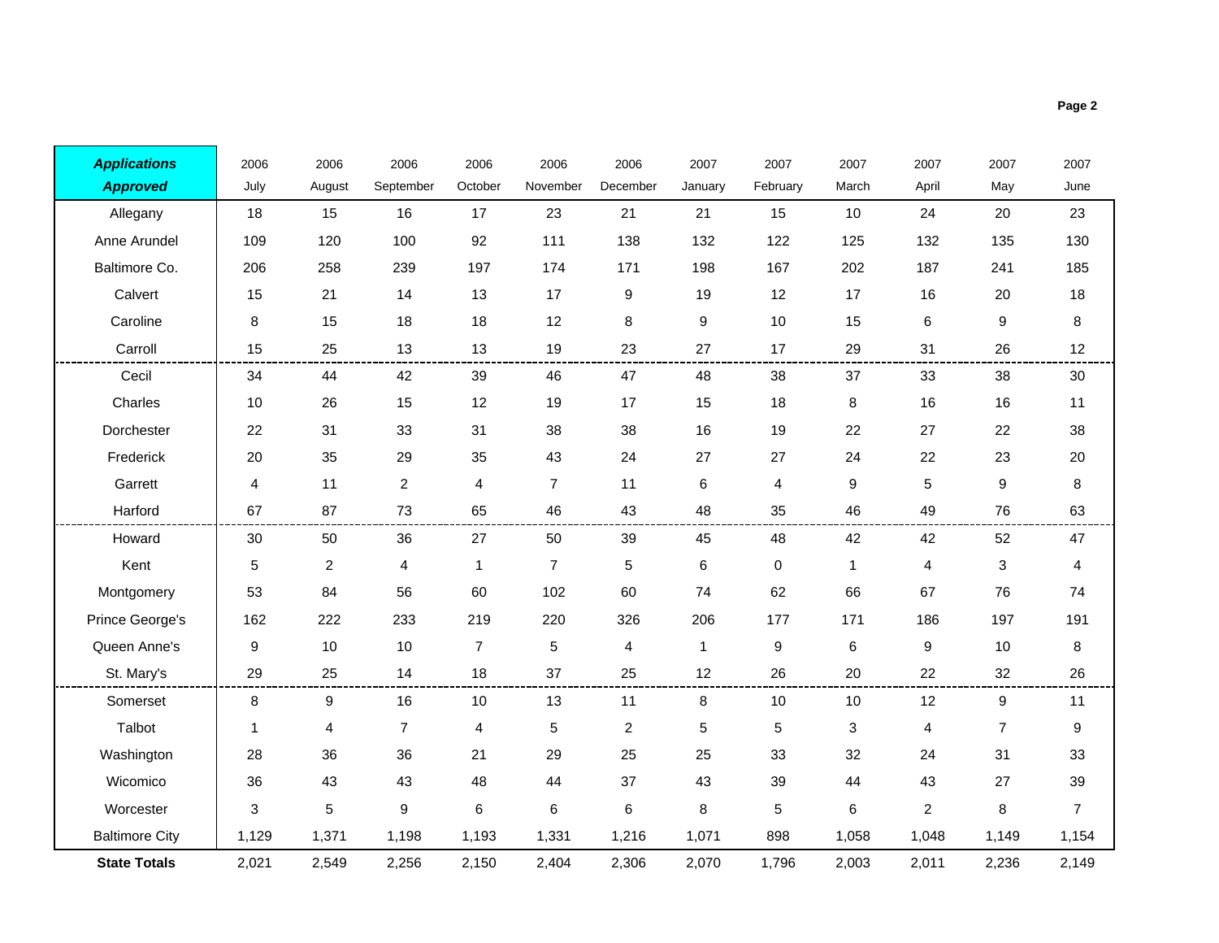| ***Applications Approved*** | 2006 July | 2006 August | 2006 September | 2006 October | 2006 November | 2006 December | 2007 January | 2007 February | 2007 March | 2007 April | 2007 May | 2007 June |
|---|---|---|---|---|---|---|---|---|---|---|---|---|
| Allegany | 18 | 15 | 16 | 17 | 23 | 21 | 21 | 15 | 10 | 24 | 20 | 23 |
| Anne Arundel | 109 | 120 | 100 | 92 | 111 | 138 | 132 | 122 | 125 | 132 | 135 | 130 |
| Baltimore Co. | 206 | 258 | 239 | 197 | 174 | 171 | 198 | 167 | 202 | 187 | 241 | 185 |
| Calvert | 15 | 21 | 14 | 13 | 17 | 9 | 19 | 12 | 17 | 16 | 20 | 18 |
| Caroline | 8 | 15 | 18 | 18 | 12 | 8 | 9 | 10 | 15 | 6 | 9 | 8 |
| Carroll | 15 | 25 | 13 | 13 | 19 | 23 | 27 | 17 | 29 | 31 | 26 | 12 |
| Cecil | 34 | 44 | 42 | 39 | 46 | 47 | 48 | 38 | 37 | 33 | 38 | 30 |
| Charles | 10 | 26 | 15 | 12 | 19 | 17 | 15 | 18 | 8 | 16 | 16 | 11 |
| Dorchester | 22 | 31 | 33 | 31 | 38 | 38 | 16 | 19 | 22 | 27 | 22 | 38 |
| Frederick | 20 | 35 | 29 | 35 | 43 | 24 | 27 | 27 | 24 | 22 | 23 | 20 |
| Garrett | 4 | 11 | 2 | 4 | 7 | 11 | 6 | 4 | 9 | 5 | 9 | 8 |
| Harford | 67 | 87 | 73 | 65 | 46 | 43 | 48 | 35 | 46 | 49 | 76 | 63 |
| Howard | 30 | 50 | 36 | 27 | 50 | 39 | 45 | 48 | 42 | 42 | 52 | 47 |
| Kent | 5 | 2 | 4 | 1 | 7 | 5 | 6 | 0 | 1 | 4 | 3 | 4 |
| Montgomery | 53 | 84 | 56 | 60 | 102 | 60 | 74 | 62 | 66 | 67 | 76 | 74 |
| Prince George's | 162 | 222 | 233 | 219 | 220 | 326 | 206 | 177 | 171 | 186 | 197 | 191 |
| Queen Anne's | 9 | 10 | 10 | 7 | 5 | 4 | 1 | 9 | 6 | 9 | 10 | 8 |
| St. Mary's | 29 | 25 | 14 | 18 | 37 | 25 | 12 | 26 | 20 | 22 | 32 | 26 |
| Somerset | 8 | 9 | 16 | 10 | 13 | 11 | 8 | 10 | 10 | 12 | 9 | 11 |
| Talbot | 1 | 4 | 7 | 4 | 5 | 2 | 5 | 5 | 3 | 4 | 7 | 9 |
| Washington | 28 | 36 | 36 | 21 | 29 | 25 | 25 | 33 | 32 | 24 | 31 | 33 |
| Wicomico | 36 | 43 | 43 | 48 | 44 | 37 | 43 | 39 | 44 | 43 | 27 | 39 |
| Worcester | 3 | 5 | 9 | 6 | 6 | 6 | 8 | 5 | 6 | 2 | 8 | 7 |
| Baltimore City | 1,129 | 1,371 | 1,198 | 1,193 | 1,331 | 1,216 | 1,071 | 898 | 1,058 | 1,048 | 1,149 | 1,154 |
| **State Totals** | 2,021 | 2,549 | 2,256 | 2,150 | 2,404 | 2,306 | 2,070 | 1,796 | 2,003 | 2,011 | 2,236 | 2,149 |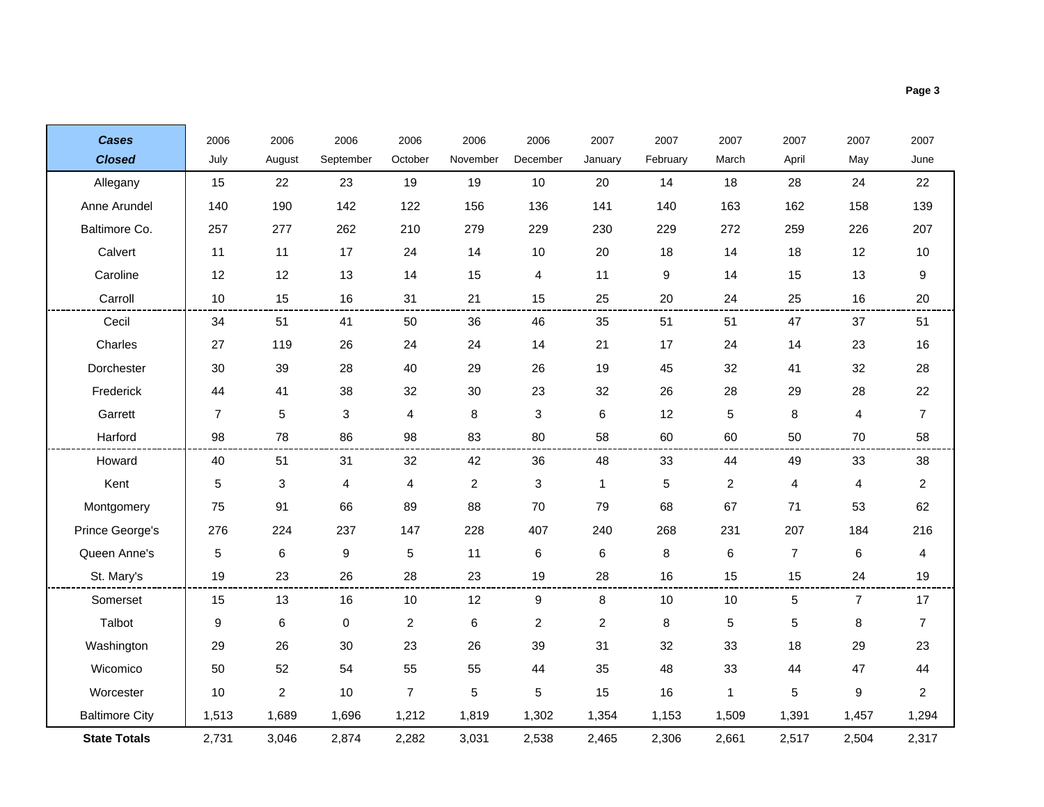| ***Cases Closed*** | 2006 July | 2006 August | 2006 September | 2006 October | 2006 November | 2006 December | 2007 January | 2007 February | 2007 March | 2007 April | 2007 May | 2007 June |
|---|---|---|---|---|---|---|---|---|---|---|---|---|
| Allegany | 15 | 22 | 23 | 19 | 19 | 10 | 20 | 14 | 18 | 28 | 24 | 22 |
| Anne Arundel | 140 | 190 | 142 | 122 | 156 | 136 | 141 | 140 | 163 | 162 | 158 | 139 |
| Baltimore Co. | 257 | 277 | 262 | 210 | 279 | 229 | 230 | 229 | 272 | 259 | 226 | 207 |
| Calvert | 11 | 11 | 17 | 24 | 14 | 10 | 20 | 18 | 14 | 18 | 12 | 10 |
| Caroline | 12 | 12 | 13 | 14 | 15 | 4 | 11 | 9 | 14 | 15 | 13 | 9 |
| Carroll | 10 | 15 | 16 | 31 | 21 | 15 | 25 | 20 | 24 | 25 | 16 | 20 |
| Cecil | 34 | 51 | 41 | 50 | 36 | 46 | 35 | 51 | 51 | 47 | 37 | 51 |
| Charles | 27 | 119 | 26 | 24 | 24 | 14 | 21 | 17 | 24 | 14 | 23 | 16 |
| Dorchester | 30 | 39 | 28 | 40 | 29 | 26 | 19 | 45 | 32 | 41 | 32 | 28 |
| Frederick | 44 | 41 | 38 | 32 | 30 | 23 | 32 | 26 | 28 | 29 | 28 | 22 |
| Garrett | 7 | 5 | 3 | 4 | 8 | 3 | 6 | 12 | 5 | 8 | 4 | 7 |
| Harford | 98 | 78 | 86 | 98 | 83 | 80 | 58 | 60 | 60 | 50 | 70 | 58 |
| Howard | 40 | 51 | 31 | 32 | 42 | 36 | 48 | 33 | 44 | 49 | 33 | 38 |
| Kent | 5 | 3 | 4 | 4 | 2 | 3 | 1 | 5 | 2 | 4 | 4 | 2 |
| Montgomery | 75 | 91 | 66 | 89 | 88 | 70 | 79 | 68 | 67 | 71 | 53 | 62 |
| Prince George's | 276 | 224 | 237 | 147 | 228 | 407 | 240 | 268 | 231 | 207 | 184 | 216 |
| Queen Anne's | 5 | 6 | 9 | 5 | 11 | 6 | 6 | 8 | 6 | 7 | 6 | 4 |
| St. Mary's | 19 | 23 | 26 | 28 | 23 | 19 | 28 | 16 | 15 | 15 | 24 | 19 |
| Somerset | 15 | 13 | 16 | 10 | 12 | 9 | 8 | 10 | 10 | 5 | 7 | 17 |
| Talbot | 9 | 6 | 0 | 2 | 6 | 2 | 2 | 8 | 5 | 5 | 8 | 7 |
| Washington | 29 | 26 | 30 | 23 | 26 | 39 | 31 | 32 | 33 | 18 | 29 | 23 |
| Wicomico | 50 | 52 | 54 | 55 | 55 | 44 | 35 | 48 | 33 | 44 | 47 | 44 |
| Worcester | 10 | 2 | 10 | 7 | 5 | 5 | 15 | 16 | 1 | 5 | 9 | 2 |
| Baltimore City | 1,513 | 1,689 | 1,696 | 1,212 | 1,819 | 1,302 | 1,354 | 1,153 | 1,509 | 1,391 | 1,457 | 1,294 |
| **State Totals** | 2,731 | 3,046 | 2,874 | 2,282 | 3,031 | 2,538 | 2,465 | 2,306 | 2,661 | 2,517 | 2,504 | 2,317 |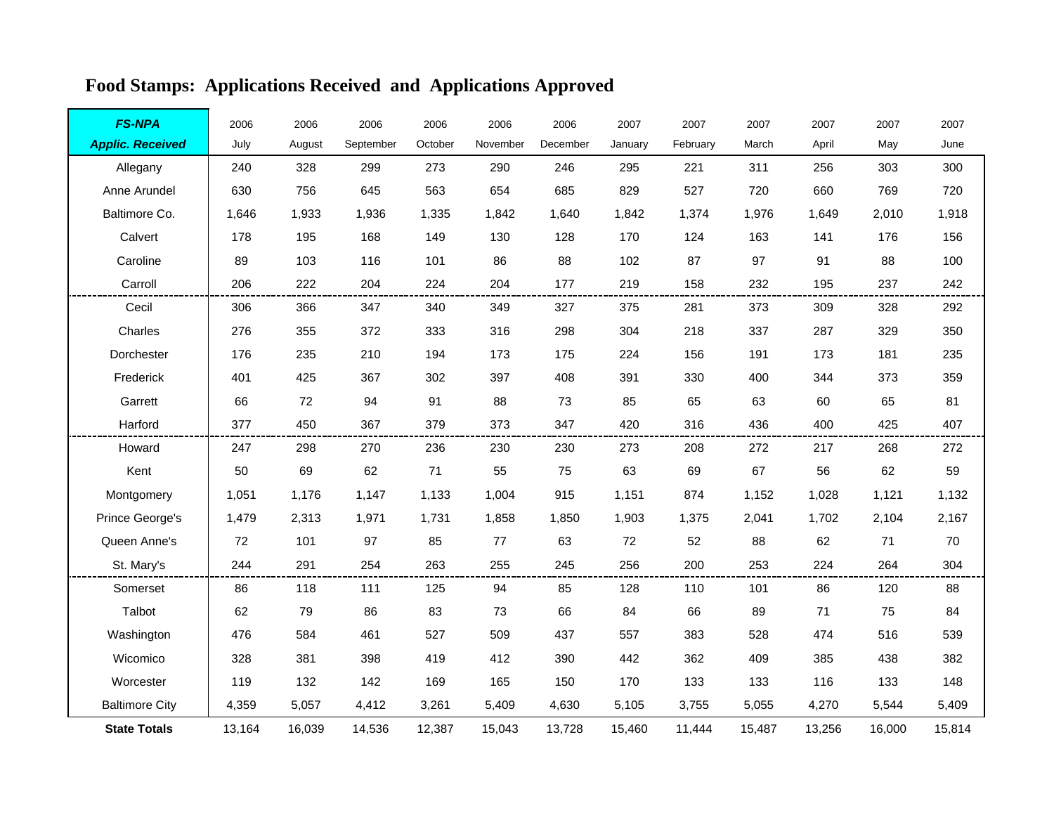# Food Stamps: Applications Received and Applications Approved

| ***FS-NPA*** | 2006 | 2006 | 2006 | 2006 | 2006 | 2006 | 2007 | 2007 | 2007 | 2007 | 2007 | 2007 |
|---|---|---|---|---|---|---|---|---|---|---|---|---|
| ***Applic. Received*** | July | August | September | October | November | December | January | February | March | April | May | June |
| Allegany | 240 | 328 | 299 | 273 | 290 | 246 | 295 | 221 | 311 | 256 | 303 | 300 |
| Anne Arundel | 630 | 756 | 645 | 563 | 654 | 685 | 829 | 527 | 720 | 660 | 769 | 720 |
| Baltimore Co. | 1,646 | 1,933 | 1,936 | 1,335 | 1,842 | 1,640 | 1,842 | 1,374 | 1,976 | 1,649 | 2,010 | 1,918 |
| Calvert | 178 | 195 | 168 | 149 | 130 | 128 | 170 | 124 | 163 | 141 | 176 | 156 |
| Caroline | 89 | 103 | 116 | 101 | 86 | 88 | 102 | 87 | 97 | 91 | 88 | 100 |
| Carroll | 206 | 222 | 204 | 224 | 204 | 177 | 219 | 158 | 232 | 195 | 237 | 242 |
| Cecil | 306 | 366 | 347 | 340 | 349 | 327 | 375 | 281 | 373 | 309 | 328 | 292 |
| Charles | 276 | 355 | 372 | 333 | 316 | 298 | 304 | 218 | 337 | 287 | 329 | 350 |
| Dorchester | 176 | 235 | 210 | 194 | 173 | 175 | 224 | 156 | 191 | 173 | 181 | 235 |
| Frederick | 401 | 425 | 367 | 302 | 397 | 408 | 391 | 330 | 400 | 344 | 373 | 359 |
| Garrett | 66 | 72 | 94 | 91 | 88 | 73 | 85 | 65 | 63 | 60 | 65 | 81 |
| Harford | 377 | 450 | 367 | 379 | 373 | 347 | 420 | 316 | 436 | 400 | 425 | 407 |
| Howard | 247 | 298 | 270 | 236 | 230 | 230 | 273 | 208 | 272 | 217 | 268 | 272 |
| Kent | 50 | 69 | 62 | 71 | 55 | 75 | 63 | 69 | 67 | 56 | 62 | 59 |
| Montgomery | 1,051 | 1,176 | 1,147 | 1,133 | 1,004 | 915 | 1,151 | 874 | 1,152 | 1,028 | 1,121 | 1,132 |
| Prince George's | 1,479 | 2,313 | 1,971 | 1,731 | 1,858 | 1,850 | 1,903 | 1,375 | 2,041 | 1,702 | 2,104 | 2,167 |
| Queen Anne's | 72 | 101 | 97 | 85 | 77 | 63 | 72 | 52 | 88 | 62 | 71 | 70 |
| St. Mary's | 244 | 291 | 254 | 263 | 255 | 245 | 256 | 200 | 253 | 224 | 264 | 304 |
| Somerset | 86 | 118 | 111 | 125 | 94 | 85 | 128 | 110 | 101 | 86 | 120 | 88 |
| Talbot | 62 | 79 | 86 | 83 | 73 | 66 | 84 | 66 | 89 | 71 | 75 | 84 |
| Washington | 476 | 584 | 461 | 527 | 509 | 437 | 557 | 383 | 528 | 474 | 516 | 539 |
| Wicomico | 328 | 381 | 398 | 419 | 412 | 390 | 442 | 362 | 409 | 385 | 438 | 382 |
| Worcester | 119 | 132 | 142 | 169 | 165 | 150 | 170 | 133 | 133 | 116 | 133 | 148 |
| Baltimore City | 4,359 | 5,057 | 4,412 | 3,261 | 5,409 | 4,630 | 5,105 | 3,755 | 5,055 | 4,270 | 5,544 | 5,409 |
| **State Totals** | 13,164 | 16,039 | 14,536 | 12,387 | 15,043 | 13,728 | 15,460 | 11,444 | 15,487 | 13,256 | 16,000 | 15,814 |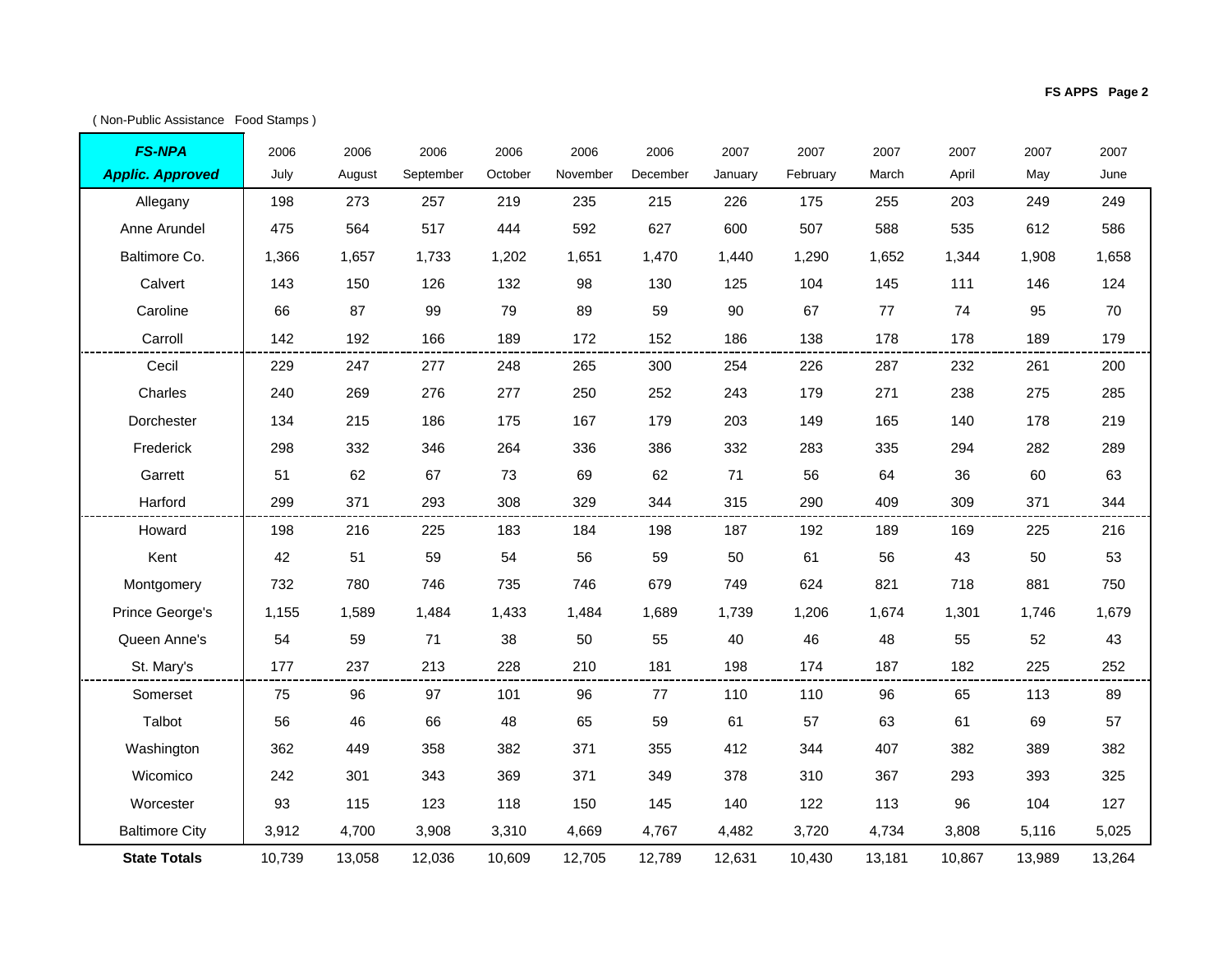( Non-Public Assistance Food Stamps )

| ***FS-NPA Applic. Approved*** | 2006 July | 2006 August | 2006 September | 2006 October | 2006 November | 2006 December | 2007 January | 2007 February | 2007 March | 2007 April | 2007 May | 2007 June |
|---|---|---|---|---|---|---|---|---|---|---|---|---|
| Allegany | 198 | 273 | 257 | 219 | 235 | 215 | 226 | 175 | 255 | 203 | 249 | 249 |
| Anne Arundel | 475 | 564 | 517 | 444 | 592 | 627 | 600 | 507 | 588 | 535 | 612 | 586 |
| Baltimore Co. | 1,366 | 1,657 | 1,733 | 1,202 | 1,651 | 1,470 | 1,440 | 1,290 | 1,652 | 1,344 | 1,908 | 1,658 |
| Calvert | 143 | 150 | 126 | 132 | 98 | 130 | 125 | 104 | 145 | 111 | 146 | 124 |
| Caroline | 66 | 87 | 99 | 79 | 89 | 59 | 90 | 67 | 77 | 74 | 95 | 70 |
| Carroll | 142 | 192 | 166 | 189 | 172 | 152 | 186 | 138 | 178 | 178 | 189 | 179 |
| Cecil | 229 | 247 | 277 | 248 | 265 | 300 | 254 | 226 | 287 | 232 | 261 | 200 |
| Charles | 240 | 269 | 276 | 277 | 250 | 252 | 243 | 179 | 271 | 238 | 275 | 285 |
| Dorchester | 134 | 215 | 186 | 175 | 167 | 179 | 203 | 149 | 165 | 140 | 178 | 219 |
| Frederick | 298 | 332 | 346 | 264 | 336 | 386 | 332 | 283 | 335 | 294 | 282 | 289 |
| Garrett | 51 | 62 | 67 | 73 | 69 | 62 | 71 | 56 | 64 | 36 | 60 | 63 |
| Harford | 299 | 371 | 293 | 308 | 329 | 344 | 315 | 290 | 409 | 309 | 371 | 344 |
| Howard | 198 | 216 | 225 | 183 | 184 | 198 | 187 | 192 | 189 | 169 | 225 | 216 |
| Kent | 42 | 51 | 59 | 54 | 56 | 59 | 50 | 61 | 56 | 43 | 50 | 53 |
| Montgomery | 732 | 780 | 746 | 735 | 746 | 679 | 749 | 624 | 821 | 718 | 881 | 750 |
| Prince George's | 1,155 | 1,589 | 1,484 | 1,433 | 1,484 | 1,689 | 1,739 | 1,206 | 1,674 | 1,301 | 1,746 | 1,679 |
| Queen Anne's | 54 | 59 | 71 | 38 | 50 | 55 | 40 | 46 | 48 | 55 | 52 | 43 |
| St. Mary's | 177 | 237 | 213 | 228 | 210 | 181 | 198 | 174 | 187 | 182 | 225 | 252 |
| Somerset | 75 | 96 | 97 | 101 | 96 | 77 | 110 | 110 | 96 | 65 | 113 | 89 |
| Talbot | 56 | 46 | 66 | 48 | 65 | 59 | 61 | 57 | 63 | 61 | 69 | 57 |
| Washington | 362 | 449 | 358 | 382 | 371 | 355 | 412 | 344 | 407 | 382 | 389 | 382 |
| Wicomico | 242 | 301 | 343 | 369 | 371 | 349 | 378 | 310 | 367 | 293 | 393 | 325 |
| Worcester | 93 | 115 | 123 | 118 | 150 | 145 | 140 | 122 | 113 | 96 | 104 | 127 |
| Baltimore City | 3,912 | 4,700 | 3,908 | 3,310 | 4,669 | 4,767 | 4,482 | 3,720 | 4,734 | 3,808 | 5,116 | 5,025 |
| **State Totals** | 10,739 | 13,058 | 12,036 | 10,609 | 12,705 | 12,789 | 12,631 | 10,430 | 13,181 | 10,867 | 13,989 | 13,264 |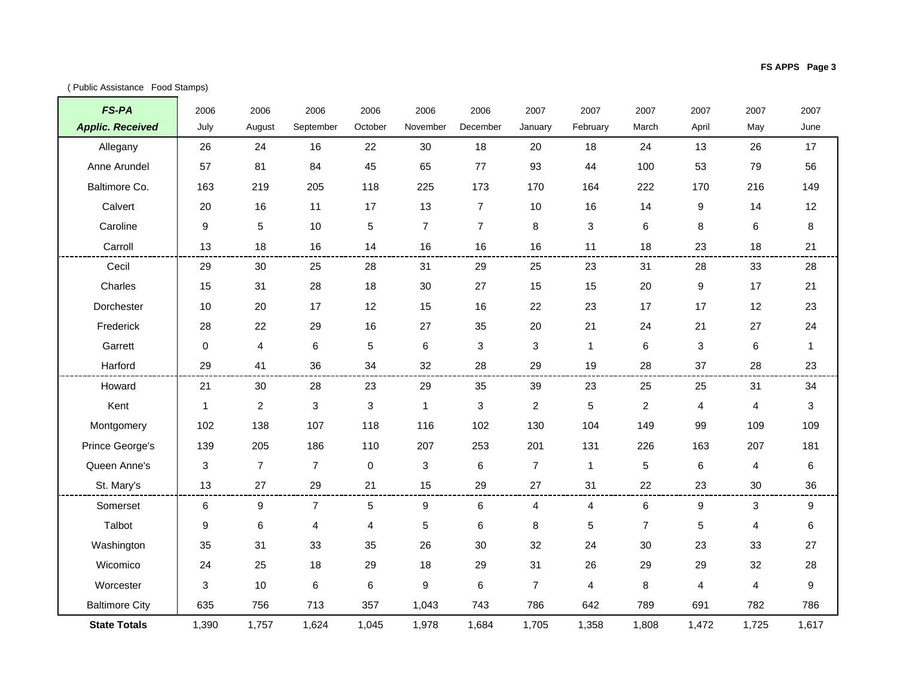( Public Assistance Food Stamps)

| ***FS-PA Applic. Received*** | 2006 July | 2006 August | 2006 September | 2006 October | 2006 November | 2006 December | 2007 January | 2007 February | 2007 March | 2007 April | 2007 May | 2007 June |
|---|---|---|---|---|---|---|---|---|---|---|---|---|
| Allegany | 26 | 24 | 16 | 22 | 30 | 18 | 20 | 18 | 24 | 13 | 26 | 17 |
| Anne Arundel | 57 | 81 | 84 | 45 | 65 | 77 | 93 | 44 | 100 | 53 | 79 | 56 |
| Baltimore Co. | 163 | 219 | 205 | 118 | 225 | 173 | 170 | 164 | 222 | 170 | 216 | 149 |
| Calvert | 20 | 16 | 11 | 17 | 13 | 7 | 10 | 16 | 14 | 9 | 14 | 12 |
| Caroline | 9 | 5 | 10 | 5 | 7 | 7 | 8 | 3 | 6 | 8 | 6 | 8 |
| Carroll | 13 | 18 | 16 | 14 | 16 | 16 | 16 | 11 | 18 | 23 | 18 | 21 |
| Cecil | 29 | 30 | 25 | 28 | 31 | 29 | 25 | 23 | 31 | 28 | 33 | 28 |
| Charles | 15 | 31 | 28 | 18 | 30 | 27 | 15 | 15 | 20 | 9 | 17 | 21 |
| Dorchester | 10 | 20 | 17 | 12 | 15 | 16 | 22 | 23 | 17 | 17 | 12 | 23 |
| Frederick | 28 | 22 | 29 | 16 | 27 | 35 | 20 | 21 | 24 | 21 | 27 | 24 |
| Garrett | 0 | 4 | 6 | 5 | 6 | 3 | 3 | 1 | 6 | 3 | 6 | 1 |
| Harford | 29 | 41 | 36 | 34 | 32 | 28 | 29 | 19 | 28 | 37 | 28 | 23 |
| Howard | 21 | 30 | 28 | 23 | 29 | 35 | 39 | 23 | 25 | 25 | 31 | 34 |
| Kent | 1 | 2 | 3 | 3 | 1 | 3 | 2 | 5 | 2 | 4 | 4 | 3 |
| Montgomery | 102 | 138 | 107 | 118 | 116 | 102 | 130 | 104 | 149 | 99 | 109 | 109 |
| Prince George's | 139 | 205 | 186 | 110 | 207 | 253 | 201 | 131 | 226 | 163 | 207 | 181 |
| Queen Anne's | 3 | 7 | 7 | 0 | 3 | 6 | 7 | 1 | 5 | 6 | 4 | 6 |
| St. Mary's | 13 | 27 | 29 | 21 | 15 | 29 | 27 | 31 | 22 | 23 | 30 | 36 |
| Somerset | 6 | 9 | 7 | 5 | 9 | 6 | 4 | 4 | 6 | 9 | 3 | 9 |
| Talbot | 9 | 6 | 4 | 4 | 5 | 6 | 8 | 5 | 7 | 5 | 4 | 6 |
| Washington | 35 | 31 | 33 | 35 | 26 | 30 | 32 | 24 | 30 | 23 | 33 | 27 |
| Wicomico | 24 | 25 | 18 | 29 | 18 | 29 | 31 | 26 | 29 | 29 | 32 | 28 |
| Worcester | 3 | 10 | 6 | 6 | 9 | 6 | 7 | 4 | 8 | 4 | 4 | 9 |
| Baltimore City | 635 | 756 | 713 | 357 | 1,043 | 743 | 786 | 642 | 789 | 691 | 782 | 786 |
| **State Totals** | 1,390 | 1,757 | 1,624 | 1,045 | 1,978 | 1,684 | 1,705 | 1,358 | 1,808 | 1,472 | 1,725 | 1,617 |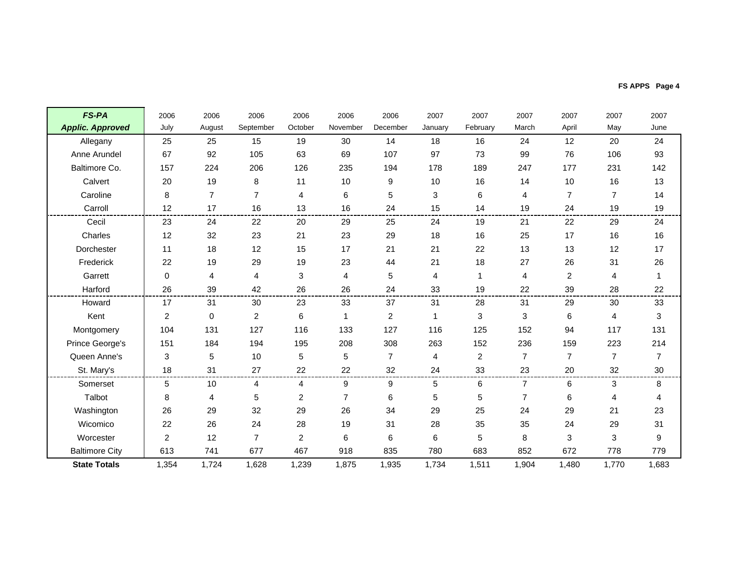| ***FS-PA Applic. Approved*** | 2006 July | 2006 August | 2006 September | 2006 October | 2006 November | 2006 December | 2007 January | 2007 February | 2007 March | 2007 April | 2007 May | 2007 June |
|---|---|---|---|---|---|---|---|---|---|---|---|---|
| Allegany | 25 | 25 | 15 | 19 | 30 | 14 | 18 | 16 | 24 | 12 | 20 | 24 |
| Anne Arundel | 67 | 92 | 105 | 63 | 69 | 107 | 97 | 73 | 99 | 76 | 106 | 93 |
| Baltimore Co. | 157 | 224 | 206 | 126 | 235 | 194 | 178 | 189 | 247 | 177 | 231 | 142 |
| Calvert | 20 | 19 | 8 | 11 | 10 | 9 | 10 | 16 | 14 | 10 | 16 | 13 |
| Caroline | 8 | 7 | 7 | 4 | 6 | 5 | 3 | 6 | 4 | 7 | 7 | 14 |
| Carroll | 12 | 17 | 16 | 13 | 16 | 24 | 15 | 14 | 19 | 24 | 19 | 19 |
| Cecil | 23 | 24 | 22 | 20 | 29 | 25 | 24 | 19 | 21 | 22 | 29 | 24 |
| Charles | 12 | 32 | 23 | 21 | 23 | 29 | 18 | 16 | 25 | 17 | 16 | 16 |
| Dorchester | 11 | 18 | 12 | 15 | 17 | 21 | 21 | 22 | 13 | 13 | 12 | 17 |
| Frederick | 22 | 19 | 29 | 19 | 23 | 44 | 21 | 18 | 27 | 26 | 31 | 26 |
| Garrett | 0 | 4 | 4 | 3 | 4 | 5 | 4 | 1 | 4 | 2 | 4 | 1 |
| Harford | 26 | 39 | 42 | 26 | 26 | 24 | 33 | 19 | 22 | 39 | 28 | 22 |
| Howard | 17 | 31 | 30 | 23 | 33 | 37 | 31 | 28 | 31 | 29 | 30 | 33 |
| Kent | 2 | 0 | 2 | 6 | 1 | 2 | 1 | 3 | 3 | 6 | 4 | 3 |
| Montgomery | 104 | 131 | 127 | 116 | 133 | 127 | 116 | 125 | 152 | 94 | 117 | 131 |
| Prince George's | 151 | 184 | 194 | 195 | 208 | 308 | 263 | 152 | 236 | 159 | 223 | 214 |
| Queen Anne's | 3 | 5 | 10 | 5 | 5 | 7 | 4 | 2 | 7 | 7 | 7 | 7 |
| St. Mary's | 18 | 31 | 27 | 22 | 22 | 32 | 24 | 33 | 23 | 20 | 32 | 30 |
| Somerset | 5 | 10 | 4 | 4 | 9 | 9 | 5 | 6 | 7 | 6 | 3 | 8 |
| Talbot | 8 | 4 | 5 | 2 | 7 | 6 | 5 | 5 | 7 | 6 | 4 | 4 |
| Washington | 26 | 29 | 32 | 29 | 26 | 34 | 29 | 25 | 24 | 29 | 21 | 23 |
| Wicomico | 22 | 26 | 24 | 28 | 19 | 31 | 28 | 35 | 35 | 24 | 29 | 31 |
| Worcester | 2 | 12 | 7 | 2 | 6 | 6 | 6 | 5 | 8 | 3 | 3 | 9 |
| Baltimore City | 613 | 741 | 677 | 467 | 918 | 835 | 780 | 683 | 852 | 672 | 778 | 779 |
| **State Totals** | 1,354 | 1,724 | 1,628 | 1,239 | 1,875 | 1,935 | 1,734 | 1,511 | 1,904 | 1,480 | 1,770 | 1,683 |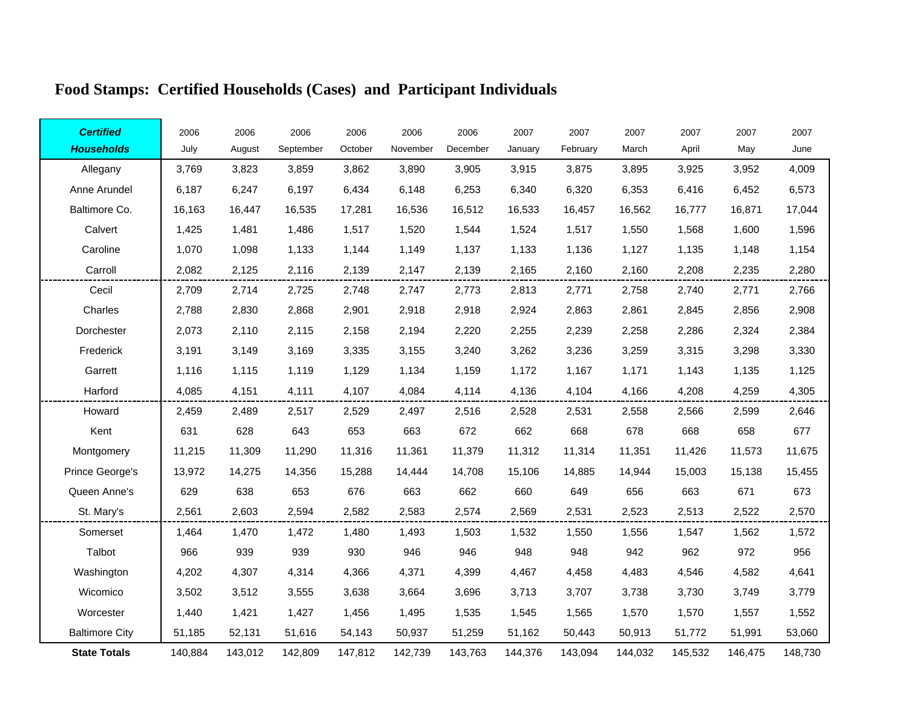# Food Stamps: Certified Households (Cases) and Participant Individuals

| ***Certified Households*** | 2006 July | 2006 August | 2006 September | 2006 October | 2006 November | 2006 December | 2007 January | 2007 February | 2007 March | 2007 April | 2007 May | 2007 June |
|---|---|---|---|---|---|---|---|---|---|---|---|---|
| Allegany | 3,769 | 3,823 | 3,859 | 3,862 | 3,890 | 3,905 | 3,915 | 3,875 | 3,895 | 3,925 | 3,952 | 4,009 |
| Anne Arundel | 6,187 | 6,247 | 6,197 | 6,434 | 6,148 | 6,253 | 6,340 | 6,320 | 6,353 | 6,416 | 6,452 | 6,573 |
| Baltimore Co. | 16,163 | 16,447 | 16,535 | 17,281 | 16,536 | 16,512 | 16,533 | 16,457 | 16,562 | 16,777 | 16,871 | 17,044 |
| Calvert | 1,425 | 1,481 | 1,486 | 1,517 | 1,520 | 1,544 | 1,524 | 1,517 | 1,550 | 1,568 | 1,600 | 1,596 |
| Caroline | 1,070 | 1,098 | 1,133 | 1,144 | 1,149 | 1,137 | 1,133 | 1,136 | 1,127 | 1,135 | 1,148 | 1,154 |
| Carroll | 2,082 | 2,125 | 2,116 | 2,139 | 2,147 | 2,139 | 2,165 | 2,160 | 2,160 | 2,208 | 2,235 | 2,280 |
| Cecil | 2,709 | 2,714 | 2,725 | 2,748 | 2,747 | 2,773 | 2,813 | 2,771 | 2,758 | 2,740 | 2,771 | 2,766 |
| Charles | 2,788 | 2,830 | 2,868 | 2,901 | 2,918 | 2,918 | 2,924 | 2,863 | 2,861 | 2,845 | 2,856 | 2,908 |
| Dorchester | 2,073 | 2,110 | 2,115 | 2,158 | 2,194 | 2,220 | 2,255 | 2,239 | 2,258 | 2,286 | 2,324 | 2,384 |
| Frederick | 3,191 | 3,149 | 3,169 | 3,335 | 3,155 | 3,240 | 3,262 | 3,236 | 3,259 | 3,315 | 3,298 | 3,330 |
| Garrett | 1,116 | 1,115 | 1,119 | 1,129 | 1,134 | 1,159 | 1,172 | 1,167 | 1,171 | 1,143 | 1,135 | 1,125 |
| Harford | 4,085 | 4,151 | 4,111 | 4,107 | 4,084 | 4,114 | 4,136 | 4,104 | 4,166 | 4,208 | 4,259 | 4,305 |
| Howard | 2,459 | 2,489 | 2,517 | 2,529 | 2,497 | 2,516 | 2,528 | 2,531 | 2,558 | 2,566 | 2,599 | 2,646 |
| Kent | 631 | 628 | 643 | 653 | 663 | 672 | 662 | 668 | 678 | 668 | 658 | 677 |
| Montgomery | 11,215 | 11,309 | 11,290 | 11,316 | 11,361 | 11,379 | 11,312 | 11,314 | 11,351 | 11,426 | 11,573 | 11,675 |
| Prince George's | 13,972 | 14,275 | 14,356 | 15,288 | 14,444 | 14,708 | 15,106 | 14,885 | 14,944 | 15,003 | 15,138 | 15,455 |
| Queen Anne's | 629 | 638 | 653 | 676 | 663 | 662 | 660 | 649 | 656 | 663 | 671 | 673 |
| St. Mary's | 2,561 | 2,603 | 2,594 | 2,582 | 2,583 | 2,574 | 2,569 | 2,531 | 2,523 | 2,513 | 2,522 | 2,570 |
| Somerset | 1,464 | 1,470 | 1,472 | 1,480 | 1,493 | 1,503 | 1,532 | 1,550 | 1,556 | 1,547 | 1,562 | 1,572 |
| Talbot | 966 | 939 | 939 | 930 | 946 | 946 | 948 | 948 | 942 | 962 | 972 | 956 |
| Washington | 4,202 | 4,307 | 4,314 | 4,366 | 4,371 | 4,399 | 4,467 | 4,458 | 4,483 | 4,546 | 4,582 | 4,641 |
| Wicomico | 3,502 | 3,512 | 3,555 | 3,638 | 3,664 | 3,696 | 3,713 | 3,707 | 3,738 | 3,730 | 3,749 | 3,779 |
| Worcester | 1,440 | 1,421 | 1,427 | 1,456 | 1,495 | 1,535 | 1,545 | 1,565 | 1,570 | 1,570 | 1,557 | 1,552 |
| Baltimore City | 51,185 | 52,131 | 51,616 | 54,143 | 50,937 | 51,259 | 51,162 | 50,443 | 50,913 | 51,772 | 51,991 | 53,060 |
| **State Totals** | 140,884 | 143,012 | 142,809 | 147,812 | 142,739 | 143,763 | 144,376 | 143,094 | 144,032 | 145,532 | 146,475 | 148,730 |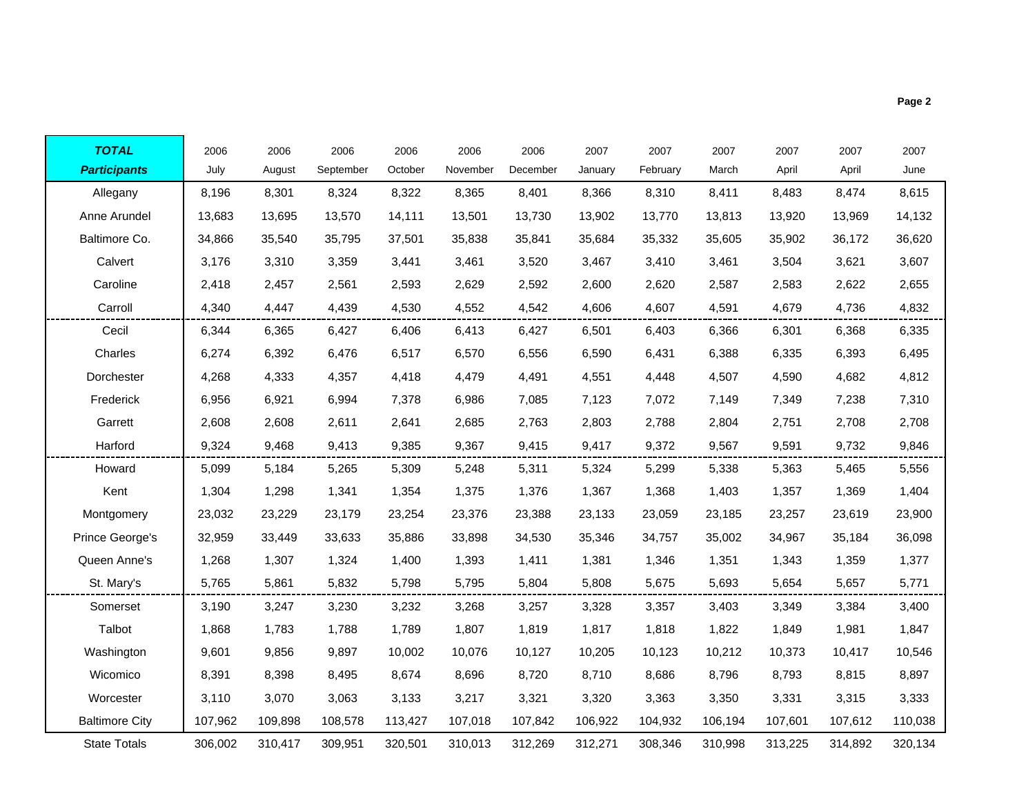| ***TOTAL Participants*** | 2006 July | 2006 August | 2006 September | 2006 October | 2006 November | 2006 December | 2007 January | 2007 February | 2007 March | 2007 April | 2007 April | 2007 June |
|---|---|---|---|---|---|---|---|---|---|---|---|---|
| Allegany | 8,196 | 8,301 | 8,324 | 8,322 | 8,365 | 8,401 | 8,366 | 8,310 | 8,411 | 8,483 | 8,474 | 8,615 |
| Anne Arundel | 13,683 | 13,695 | 13,570 | 14,111 | 13,501 | 13,730 | 13,902 | 13,770 | 13,813 | 13,920 | 13,969 | 14,132 |
| Baltimore Co. | 34,866 | 35,540 | 35,795 | 37,501 | 35,838 | 35,841 | 35,684 | 35,332 | 35,605 | 35,902 | 36,172 | 36,620 |
| Calvert | 3,176 | 3,310 | 3,359 | 3,441 | 3,461 | 3,520 | 3,467 | 3,410 | 3,461 | 3,504 | 3,621 | 3,607 |
| Caroline | 2,418 | 2,457 | 2,561 | 2,593 | 2,629 | 2,592 | 2,600 | 2,620 | 2,587 | 2,583 | 2,622 | 2,655 |
| Carroll | 4,340 | 4,447 | 4,439 | 4,530 | 4,552 | 4,542 | 4,606 | 4,607 | 4,591 | 4,679 | 4,736 | 4,832 |
| Cecil | 6,344 | 6,365 | 6,427 | 6,406 | 6,413 | 6,427 | 6,501 | 6,403 | 6,366 | 6,301 | 6,368 | 6,335 |
| Charles | 6,274 | 6,392 | 6,476 | 6,517 | 6,570 | 6,556 | 6,590 | 6,431 | 6,388 | 6,335 | 6,393 | 6,495 |
| Dorchester | 4,268 | 4,333 | 4,357 | 4,418 | 4,479 | 4,491 | 4,551 | 4,448 | 4,507 | 4,590 | 4,682 | 4,812 |
| Frederick | 6,956 | 6,921 | 6,994 | 7,378 | 6,986 | 7,085 | 7,123 | 7,072 | 7,149 | 7,349 | 7,238 | 7,310 |
| Garrett | 2,608 | 2,608 | 2,611 | 2,641 | 2,685 | 2,763 | 2,803 | 2,788 | 2,804 | 2,751 | 2,708 | 2,708 |
| Harford | 9,324 | 9,468 | 9,413 | 9,385 | 9,367 | 9,415 | 9,417 | 9,372 | 9,567 | 9,591 | 9,732 | 9,846 |
| Howard | 5,099 | 5,184 | 5,265 | 5,309 | 5,248 | 5,311 | 5,324 | 5,299 | 5,338 | 5,363 | 5,465 | 5,556 |
| Kent | 1,304 | 1,298 | 1,341 | 1,354 | 1,375 | 1,376 | 1,367 | 1,368 | 1,403 | 1,357 | 1,369 | 1,404 |
| Montgomery | 23,032 | 23,229 | 23,179 | 23,254 | 23,376 | 23,388 | 23,133 | 23,059 | 23,185 | 23,257 | 23,619 | 23,900 |
| Prince George's | 32,959 | 33,449 | 33,633 | 35,886 | 33,898 | 34,530 | 35,346 | 34,757 | 35,002 | 34,967 | 35,184 | 36,098 |
| Queen Anne's | 1,268 | 1,307 | 1,324 | 1,400 | 1,393 | 1,411 | 1,381 | 1,346 | 1,351 | 1,343 | 1,359 | 1,377 |
| St. Mary's | 5,765 | 5,861 | 5,832 | 5,798 | 5,795 | 5,804 | 5,808 | 5,675 | 5,693 | 5,654 | 5,657 | 5,771 |
| Somerset | 3,190 | 3,247 | 3,230 | 3,232 | 3,268 | 3,257 | 3,328 | 3,357 | 3,403 | 3,349 | 3,384 | 3,400 |
| Talbot | 1,868 | 1,783 | 1,788 | 1,789 | 1,807 | 1,819 | 1,817 | 1,818 | 1,822 | 1,849 | 1,981 | 1,847 |
| Washington | 9,601 | 9,856 | 9,897 | 10,002 | 10,076 | 10,127 | 10,205 | 10,123 | 10,212 | 10,373 | 10,417 | 10,546 |
| Wicomico | 8,391 | 8,398 | 8,495 | 8,674 | 8,696 | 8,720 | 8,710 | 8,686 | 8,796 | 8,793 | 8,815 | 8,897 |
| Worcester | 3,110 | 3,070 | 3,063 | 3,133 | 3,217 | 3,321 | 3,320 | 3,363 | 3,350 | 3,331 | 3,315 | 3,333 |
| Baltimore City | 107,962 | 109,898 | 108,578 | 113,427 | 107,018 | 107,842 | 106,922 | 104,932 | 106,194 | 107,601 | 107,612 | 110,038 |
| State Totals | 306,002 | 310,417 | 309,951 | 320,501 | 310,013 | 312,269 | 312,271 | 308,346 | 310,998 | 313,225 | 314,892 | 320,134 |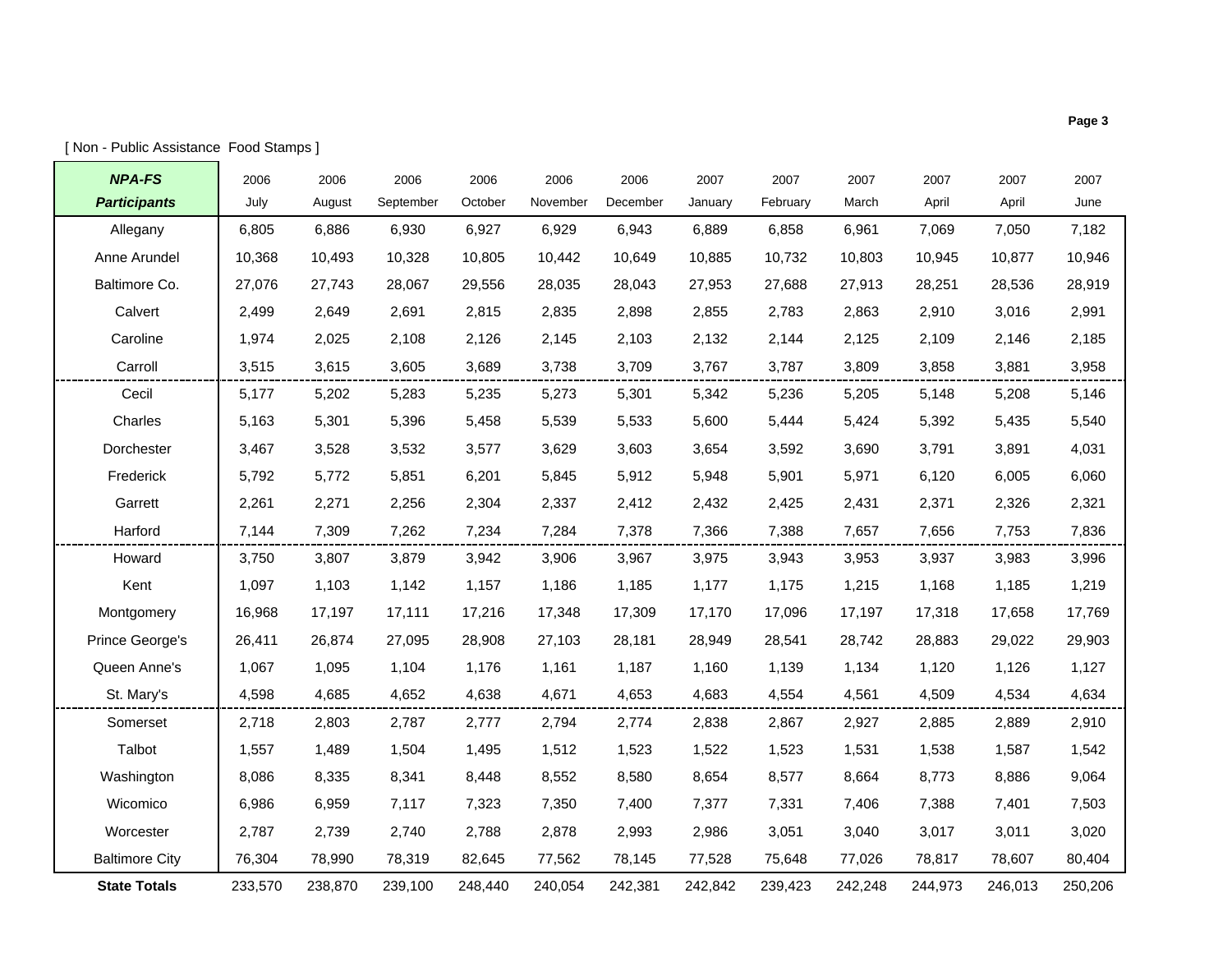[ Non - Public Assistance Food Stamps ]

| ***NPA-FS Participants*** | 2006 July | 2006 August | 2006 September | 2006 October | 2006 November | 2006 December | 2007 January | 2007 February | 2007 March | 2007 April | 2007 April | 2007 June |
|---|---|---|---|---|---|---|---|---|---|---|---|---|
| Allegany | 6,805 | 6,886 | 6,930 | 6,927 | 6,929 | 6,943 | 6,889 | 6,858 | 6,961 | 7,069 | 7,050 | 7,182 |
| Anne Arundel | 10,368 | 10,493 | 10,328 | 10,805 | 10,442 | 10,649 | 10,885 | 10,732 | 10,803 | 10,945 | 10,877 | 10,946 |
| Baltimore Co. | 27,076 | 27,743 | 28,067 | 29,556 | 28,035 | 28,043 | 27,953 | 27,688 | 27,913 | 28,251 | 28,536 | 28,919 |
| Calvert | 2,499 | 2,649 | 2,691 | 2,815 | 2,835 | 2,898 | 2,855 | 2,783 | 2,863 | 2,910 | 3,016 | 2,991 |
| Caroline | 1,974 | 2,025 | 2,108 | 2,126 | 2,145 | 2,103 | 2,132 | 2,144 | 2,125 | 2,109 | 2,146 | 2,185 |
| Carroll | 3,515 | 3,615 | 3,605 | 3,689 | 3,738 | 3,709 | 3,767 | 3,787 | 3,809 | 3,858 | 3,881 | 3,958 |
| Cecil | 5,177 | 5,202 | 5,283 | 5,235 | 5,273 | 5,301 | 5,342 | 5,236 | 5,205 | 5,148 | 5,208 | 5,146 |
| Charles | 5,163 | 5,301 | 5,396 | 5,458 | 5,539 | 5,533 | 5,600 | 5,444 | 5,424 | 5,392 | 5,435 | 5,540 |
| Dorchester | 3,467 | 3,528 | 3,532 | 3,577 | 3,629 | 3,603 | 3,654 | 3,592 | 3,690 | 3,791 | 3,891 | 4,031 |
| Frederick | 5,792 | 5,772 | 5,851 | 6,201 | 5,845 | 5,912 | 5,948 | 5,901 | 5,971 | 6,120 | 6,005 | 6,060 |
| Garrett | 2,261 | 2,271 | 2,256 | 2,304 | 2,337 | 2,412 | 2,432 | 2,425 | 2,431 | 2,371 | 2,326 | 2,321 |
| Harford | 7,144 | 7,309 | 7,262 | 7,234 | 7,284 | 7,378 | 7,366 | 7,388 | 7,657 | 7,656 | 7,753 | 7,836 |
| Howard | 3,750 | 3,807 | 3,879 | 3,942 | 3,906 | 3,967 | 3,975 | 3,943 | 3,953 | 3,937 | 3,983 | 3,996 |
| Kent | 1,097 | 1,103 | 1,142 | 1,157 | 1,186 | 1,185 | 1,177 | 1,175 | 1,215 | 1,168 | 1,185 | 1,219 |
| Montgomery | 16,968 | 17,197 | 17,111 | 17,216 | 17,348 | 17,309 | 17,170 | 17,096 | 17,197 | 17,318 | 17,658 | 17,769 |
| Prince George's | 26,411 | 26,874 | 27,095 | 28,908 | 27,103 | 28,181 | 28,949 | 28,541 | 28,742 | 28,883 | 29,022 | 29,903 |
| Queen Anne's | 1,067 | 1,095 | 1,104 | 1,176 | 1,161 | 1,187 | 1,160 | 1,139 | 1,134 | 1,120 | 1,126 | 1,127 |
| St. Mary's | 4,598 | 4,685 | 4,652 | 4,638 | 4,671 | 4,653 | 4,683 | 4,554 | 4,561 | 4,509 | 4,534 | 4,634 |
| Somerset | 2,718 | 2,803 | 2,787 | 2,777 | 2,794 | 2,774 | 2,838 | 2,867 | 2,927 | 2,885 | 2,889 | 2,910 |
| Talbot | 1,557 | 1,489 | 1,504 | 1,495 | 1,512 | 1,523 | 1,522 | 1,523 | 1,531 | 1,538 | 1,587 | 1,542 |
| Washington | 8,086 | 8,335 | 8,341 | 8,448 | 8,552 | 8,580 | 8,654 | 8,577 | 8,664 | 8,773 | 8,886 | 9,064 |
| Wicomico | 6,986 | 6,959 | 7,117 | 7,323 | 7,350 | 7,400 | 7,377 | 7,331 | 7,406 | 7,388 | 7,401 | 7,503 |
| Worcester | 2,787 | 2,739 | 2,740 | 2,788 | 2,878 | 2,993 | 2,986 | 3,051 | 3,040 | 3,017 | 3,011 | 3,020 |
| Baltimore City | 76,304 | 78,990 | 78,319 | 82,645 | 77,562 | 78,145 | 77,528 | 75,648 | 77,026 | 78,817 | 78,607 | 80,404 |
| **State Totals** | 233,570 | 238,870 | 239,100 | 248,440 | 240,054 | 242,381 | 242,842 | 239,423 | 242,248 | 244,973 | 246,013 | 250,206 |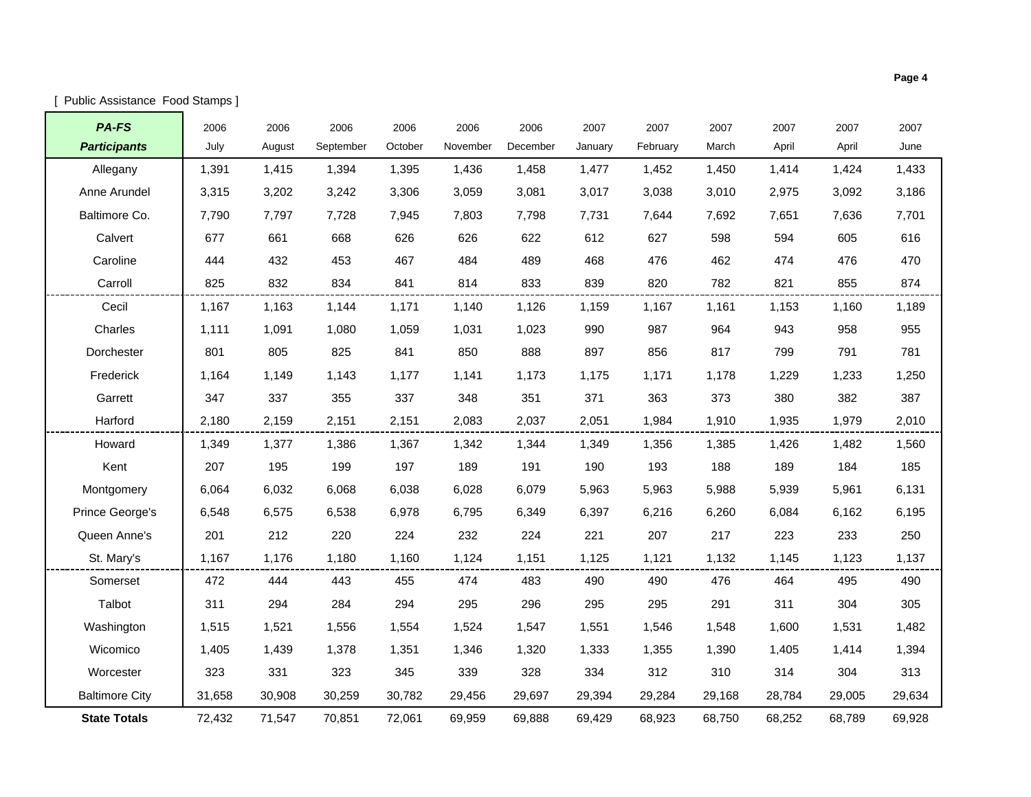[ Public Assistance  Food Stamps ]

| ***PA-FS Participants*** | 2006 July | 2006 August | 2006 September | 2006 October | 2006 November | 2006 December | 2007 January | 2007 February | 2007 March | 2007 April | 2007 April | 2007 June |
|---|---|---|---|---|---|---|---|---|---|---|---|---|
| Allegany | 1,391 | 1,415 | 1,394 | 1,395 | 1,436 | 1,458 | 1,477 | 1,452 | 1,450 | 1,414 | 1,424 | 1,433 |
| Anne Arundel | 3,315 | 3,202 | 3,242 | 3,306 | 3,059 | 3,081 | 3,017 | 3,038 | 3,010 | 2,975 | 3,092 | 3,186 |
| Baltimore Co. | 7,790 | 7,797 | 7,728 | 7,945 | 7,803 | 7,798 | 7,731 | 7,644 | 7,692 | 7,651 | 7,636 | 7,701 |
| Calvert | 677 | 661 | 668 | 626 | 626 | 622 | 612 | 627 | 598 | 594 | 605 | 616 |
| Caroline | 444 | 432 | 453 | 467 | 484 | 489 | 468 | 476 | 462 | 474 | 476 | 470 |
| Carroll | 825 | 832 | 834 | 841 | 814 | 833 | 839 | 820 | 782 | 821 | 855 | 874 |
| Cecil | 1,167 | 1,163 | 1,144 | 1,171 | 1,140 | 1,126 | 1,159 | 1,167 | 1,161 | 1,153 | 1,160 | 1,189 |
| Charles | 1,111 | 1,091 | 1,080 | 1,059 | 1,031 | 1,023 | 990 | 987 | 964 | 943 | 958 | 955 |
| Dorchester | 801 | 805 | 825 | 841 | 850 | 888 | 897 | 856 | 817 | 799 | 791 | 781 |
| Frederick | 1,164 | 1,149 | 1,143 | 1,177 | 1,141 | 1,173 | 1,175 | 1,171 | 1,178 | 1,229 | 1,233 | 1,250 |
| Garrett | 347 | 337 | 355 | 337 | 348 | 351 | 371 | 363 | 373 | 380 | 382 | 387 |
| Harford | 2,180 | 2,159 | 2,151 | 2,151 | 2,083 | 2,037 | 2,051 | 1,984 | 1,910 | 1,935 | 1,979 | 2,010 |
| Howard | 1,349 | 1,377 | 1,386 | 1,367 | 1,342 | 1,344 | 1,349 | 1,356 | 1,385 | 1,426 | 1,482 | 1,560 |
| Kent | 207 | 195 | 199 | 197 | 189 | 191 | 190 | 193 | 188 | 189 | 184 | 185 |
| Montgomery | 6,064 | 6,032 | 6,068 | 6,038 | 6,028 | 6,079 | 5,963 | 5,963 | 5,988 | 5,939 | 5,961 | 6,131 |
| Prince George's | 6,548 | 6,575 | 6,538 | 6,978 | 6,795 | 6,349 | 6,397 | 6,216 | 6,260 | 6,084 | 6,162 | 6,195 |
| Queen Anne's | 201 | 212 | 220 | 224 | 232 | 224 | 221 | 207 | 217 | 223 | 233 | 250 |
| St. Mary's | 1,167 | 1,176 | 1,180 | 1,160 | 1,124 | 1,151 | 1,125 | 1,121 | 1,132 | 1,145 | 1,123 | 1,137 |
| Somerset | 472 | 444 | 443 | 455 | 474 | 483 | 490 | 490 | 476 | 464 | 495 | 490 |
| Talbot | 311 | 294 | 284 | 294 | 295 | 296 | 295 | 295 | 291 | 311 | 304 | 305 |
| Washington | 1,515 | 1,521 | 1,556 | 1,554 | 1,524 | 1,547 | 1,551 | 1,546 | 1,548 | 1,600 | 1,531 | 1,482 |
| Wicomico | 1,405 | 1,439 | 1,378 | 1,351 | 1,346 | 1,320 | 1,333 | 1,355 | 1,390 | 1,405 | 1,414 | 1,394 |
| Worcester | 323 | 331 | 323 | 345 | 339 | 328 | 334 | 312 | 310 | 314 | 304 | 313 |
| Baltimore City | 31,658 | 30,908 | 30,259 | 30,782 | 29,456 | 29,697 | 29,394 | 29,284 | 29,168 | 28,784 | 29,005 | 29,634 |
| **State Totals** | 72,432 | 71,547 | 70,851 | 72,061 | 69,959 | 69,888 | 69,429 | 68,923 | 68,750 | 68,252 | 68,789 | 69,928 |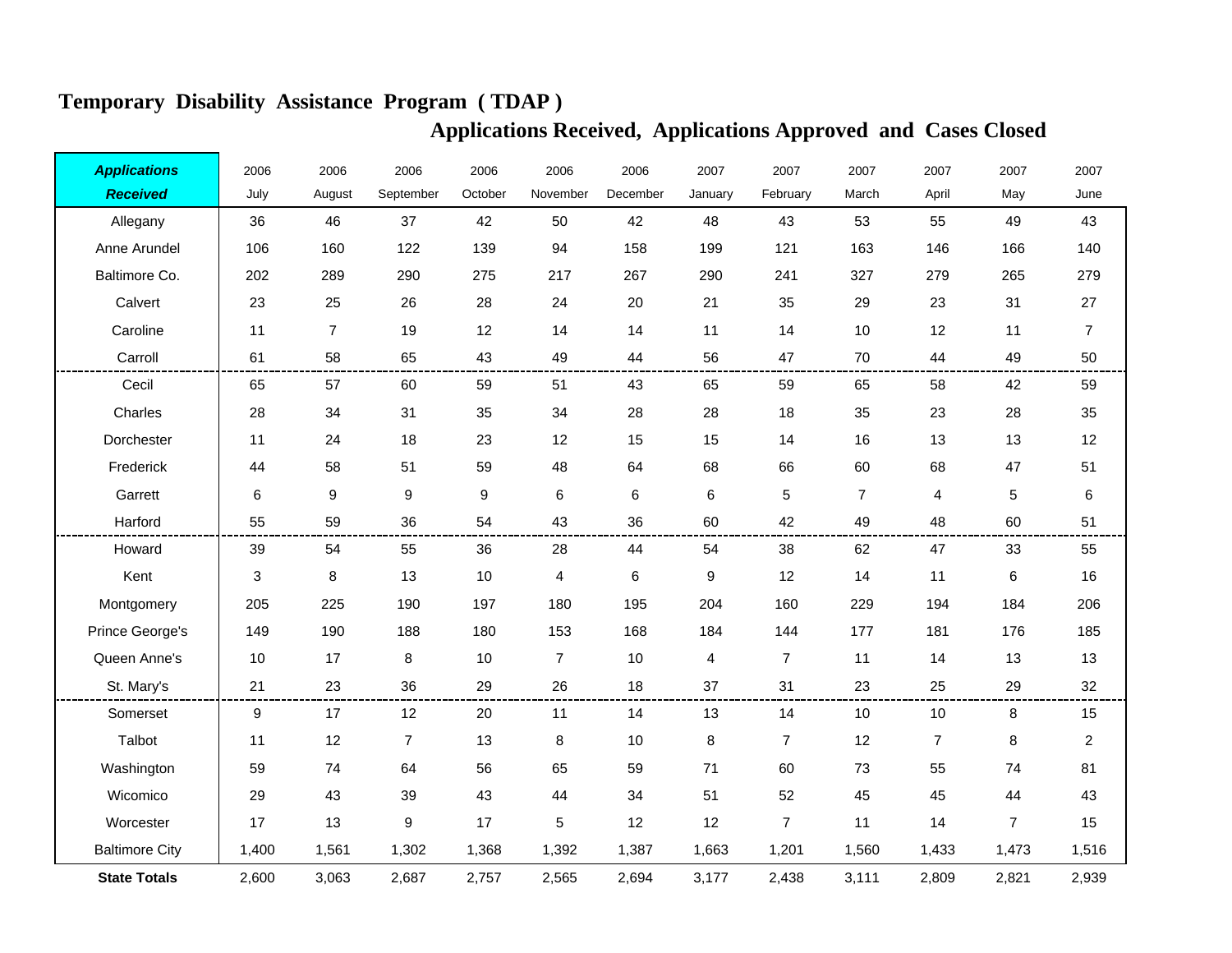# Temporary Disability Assistance Program ( TDAP )

## Applications Received, Applications Approved and Cases Closed

| ***Applications Received*** | 2006 July | 2006 August | 2006 September | 2006 October | 2006 November | 2006 December | 2007 January | 2007 February | 2007 March | 2007 April | 2007 May | 2007 June |
|---|---|---|---|---|---|---|---|---|---|---|---|---|
| Allegany | 36 | 46 | 37 | 42 | 50 | 42 | 48 | 43 | 53 | 55 | 49 | 43 |
| Anne Arundel | 106 | 160 | 122 | 139 | 94 | 158 | 199 | 121 | 163 | 146 | 166 | 140 |
| Baltimore Co. | 202 | 289 | 290 | 275 | 217 | 267 | 290 | 241 | 327 | 279 | 265 | 279 |
| Calvert | 23 | 25 | 26 | 28 | 24 | 20 | 21 | 35 | 29 | 23 | 31 | 27 |
| Caroline | 11 | 7 | 19 | 12 | 14 | 14 | 11 | 14 | 10 | 12 | 11 | 7 |
| Carroll | 61 | 58 | 65 | 43 | 49 | 44 | 56 | 47 | 70 | 44 | 49 | 50 |
| Cecil | 65 | 57 | 60 | 59 | 51 | 43 | 65 | 59 | 65 | 58 | 42 | 59 |
| Charles | 28 | 34 | 31 | 35 | 34 | 28 | 28 | 18 | 35 | 23 | 28 | 35 |
| Dorchester | 11 | 24 | 18 | 23 | 12 | 15 | 15 | 14 | 16 | 13 | 13 | 12 |
| Frederick | 44 | 58 | 51 | 59 | 48 | 64 | 68 | 66 | 60 | 68 | 47 | 51 |
| Garrett | 6 | 9 | 9 | 9 | 6 | 6 | 6 | 5 | 7 | 4 | 5 | 6 |
| Harford | 55 | 59 | 36 | 54 | 43 | 36 | 60 | 42 | 49 | 48 | 60 | 51 |
| Howard | 39 | 54 | 55 | 36 | 28 | 44 | 54 | 38 | 62 | 47 | 33 | 55 |
| Kent | 3 | 8 | 13 | 10 | 4 | 6 | 9 | 12 | 14 | 11 | 6 | 16 |
| Montgomery | 205 | 225 | 190 | 197 | 180 | 195 | 204 | 160 | 229 | 194 | 184 | 206 |
| Prince George's | 149 | 190 | 188 | 180 | 153 | 168 | 184 | 144 | 177 | 181 | 176 | 185 |
| Queen Anne's | 10 | 17 | 8 | 10 | 7 | 10 | 4 | 7 | 11 | 14 | 13 | 13 |
| St. Mary's | 21 | 23 | 36 | 29 | 26 | 18 | 37 | 31 | 23 | 25 | 29 | 32 |
| Somerset | 9 | 17 | 12 | 20 | 11 | 14 | 13 | 14 | 10 | 10 | 8 | 15 |
| Talbot | 11 | 12 | 7 | 13 | 8 | 10 | 8 | 7 | 12 | 7 | 8 | 2 |
| Washington | 59 | 74 | 64 | 56 | 65 | 59 | 71 | 60 | 73 | 55 | 74 | 81 |
| Wicomico | 29 | 43 | 39 | 43 | 44 | 34 | 51 | 52 | 45 | 45 | 44 | 43 |
| Worcester | 17 | 13 | 9 | 17 | 5 | 12 | 12 | 7 | 11 | 14 | 7 | 15 |
| Baltimore City | 1,400 | 1,561 | 1,302 | 1,368 | 1,392 | 1,387 | 1,663 | 1,201 | 1,560 | 1,433 | 1,473 | 1,516 |
| **State Totals** | 2,600 | 3,063 | 2,687 | 2,757 | 2,565 | 2,694 | 3,177 | 2,438 | 3,111 | 2,809 | 2,821 | 2,939 |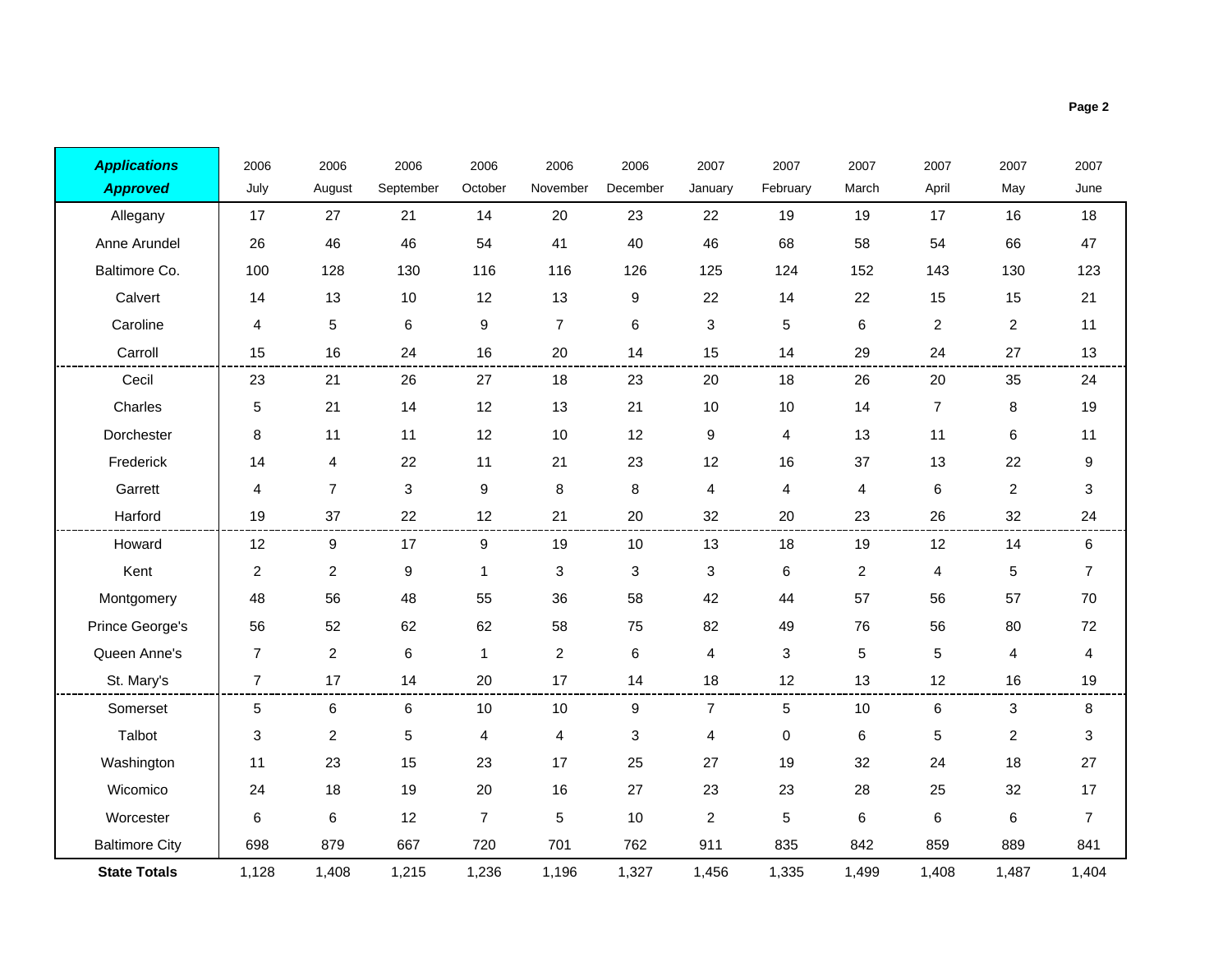| *Applications Approved* | 2006 July | 2006 August | 2006 September | 2006 October | 2006 November | 2006 December | 2007 January | 2007 February | 2007 March | 2007 April | 2007 May | 2007 June |
|---|---|---|---|---|---|---|---|---|---|---|---|---|
| Allegany | 17 | 27 | 21 | 14 | 20 | 23 | 22 | 19 | 19 | 17 | 16 | 18 |
| Anne Arundel | 26 | 46 | 46 | 54 | 41 | 40 | 46 | 68 | 58 | 54 | 66 | 47 |
| Baltimore Co. | 100 | 128 | 130 | 116 | 116 | 126 | 125 | 124 | 152 | 143 | 130 | 123 |
| Calvert | 14 | 13 | 10 | 12 | 13 | 9 | 22 | 14 | 22 | 15 | 15 | 21 |
| Caroline | 4 | 5 | 6 | 9 | 7 | 6 | 3 | 5 | 6 | 2 | 2 | 11 |
| Carroll | 15 | 16 | 24 | 16 | 20 | 14 | 15 | 14 | 29 | 24 | 27 | 13 |
| Cecil | 23 | 21 | 26 | 27 | 18 | 23 | 20 | 18 | 26 | 20 | 35 | 24 |
| Charles | 5 | 21 | 14 | 12 | 13 | 21 | 10 | 10 | 14 | 7 | 8 | 19 |
| Dorchester | 8 | 11 | 11 | 12 | 10 | 12 | 9 | 4 | 13 | 11 | 6 | 11 |
| Frederick | 14 | 4 | 22 | 11 | 21 | 23 | 12 | 16 | 37 | 13 | 22 | 9 |
| Garrett | 4 | 7 | 3 | 9 | 8 | 8 | 4 | 4 | 4 | 6 | 2 | 3 |
| Harford | 19 | 37 | 22 | 12 | 21 | 20 | 32 | 20 | 23 | 26 | 32 | 24 |
| Howard | 12 | 9 | 17 | 9 | 19 | 10 | 13 | 18 | 19 | 12 | 14 | 6 |
| Kent | 2 | 2 | 9 | 1 | 3 | 3 | 3 | 6 | 2 | 4 | 5 | 7 |
| Montgomery | 48 | 56 | 48 | 55 | 36 | 58 | 42 | 44 | 57 | 56 | 57 | 70 |
| Prince George's | 56 | 52 | 62 | 62 | 58 | 75 | 82 | 49 | 76 | 56 | 80 | 72 |
| Queen Anne's | 7 | 2 | 6 | 1 | 2 | 6 | 4 | 3 | 5 | 5 | 4 | 4 |
| St. Mary's | 7 | 17 | 14 | 20 | 17 | 14 | 18 | 12 | 13 | 12 | 16 | 19 |
| Somerset | 5 | 6 | 6 | 10 | 10 | 9 | 7 | 5 | 10 | 6 | 3 | 8 |
| Talbot | 3 | 2 | 5 | 4 | 4 | 3 | 4 | 0 | 6 | 5 | 2 | 3 |
| Washington | 11 | 23 | 15 | 23 | 17 | 25 | 27 | 19 | 32 | 24 | 18 | 27 |
| Wicomico | 24 | 18 | 19 | 20 | 16 | 27 | 23 | 23 | 28 | 25 | 32 | 17 |
| Worcester | 6 | 6 | 12 | 7 | 5 | 10 | 2 | 5 | 6 | 6 | 6 | 7 |
| Baltimore City | 698 | 879 | 667 | 720 | 701 | 762 | 911 | 835 | 842 | 859 | 889 | 841 |
| **State Totals** | 1,128 | 1,408 | 1,215 | 1,236 | 1,196 | 1,327 | 1,456 | 1,335 | 1,499 | 1,408 | 1,487 | 1,404 |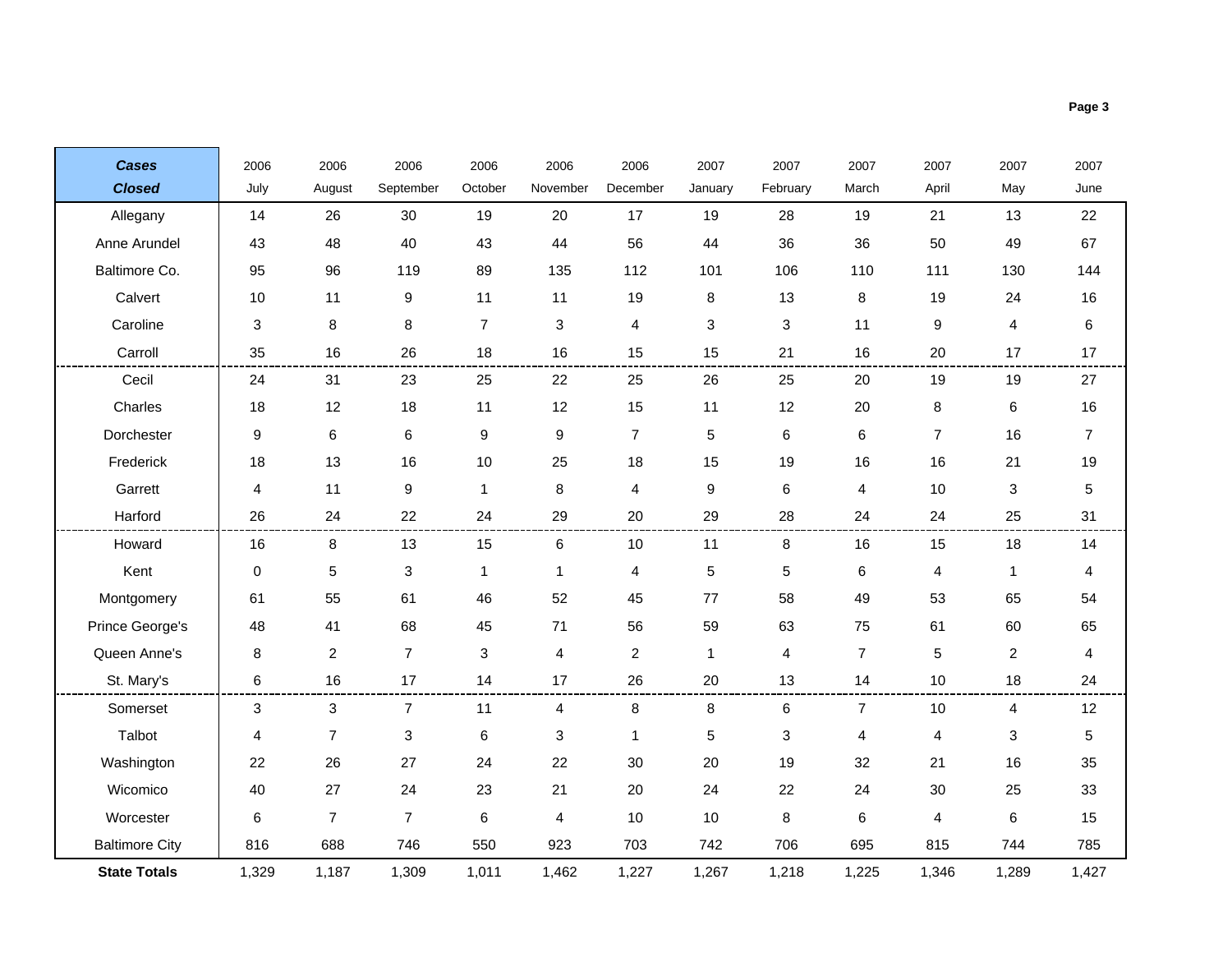| ***Cases Closed*** | 2006 July | 2006 August | 2006 September | 2006 October | 2006 November | 2006 December | 2007 January | 2007 February | 2007 March | 2007 April | 2007 May | 2007 June |
|---|---|---|---|---|---|---|---|---|---|---|---|---|
| Allegany | 14 | 26 | 30 | 19 | 20 | 17 | 19 | 28 | 19 | 21 | 13 | 22 |
| Anne Arundel | 43 | 48 | 40 | 43 | 44 | 56 | 44 | 36 | 36 | 50 | 49 | 67 |
| Baltimore Co. | 95 | 96 | 119 | 89 | 135 | 112 | 101 | 106 | 110 | 111 | 130 | 144 |
| Calvert | 10 | 11 | 9 | 11 | 11 | 19 | 8 | 13 | 8 | 19 | 24 | 16 |
| Caroline | 3 | 8 | 8 | 7 | 3 | 4 | 3 | 3 | 11 | 9 | 4 | 6 |
| Carroll | 35 | 16 | 26 | 18 | 16 | 15 | 15 | 21 | 16 | 20 | 17 | 17 |
| Cecil | 24 | 31 | 23 | 25 | 22 | 25 | 26 | 25 | 20 | 19 | 19 | 27 |
| Charles | 18 | 12 | 18 | 11 | 12 | 15 | 11 | 12 | 20 | 8 | 6 | 16 |
| Dorchester | 9 | 6 | 6 | 9 | 9 | 7 | 5 | 6 | 6 | 7 | 16 | 7 |
| Frederick | 18 | 13 | 16 | 10 | 25 | 18 | 15 | 19 | 16 | 16 | 21 | 19 |
| Garrett | 4 | 11 | 9 | 1 | 8 | 4 | 9 | 6 | 4 | 10 | 3 | 5 |
| Harford | 26 | 24 | 22 | 24 | 29 | 20 | 29 | 28 | 24 | 24 | 25 | 31 |
| Howard | 16 | 8 | 13 | 15 | 6 | 10 | 11 | 8 | 16 | 15 | 18 | 14 |
| Kent | 0 | 5 | 3 | 1 | 1 | 4 | 5 | 5 | 6 | 4 | 1 | 4 |
| Montgomery | 61 | 55 | 61 | 46 | 52 | 45 | 77 | 58 | 49 | 53 | 65 | 54 |
| Prince George's | 48 | 41 | 68 | 45 | 71 | 56 | 59 | 63 | 75 | 61 | 60 | 65 |
| Queen Anne's | 8 | 2 | 7 | 3 | 4 | 2 | 1 | 4 | 7 | 5 | 2 | 4 |
| St. Mary's | 6 | 16 | 17 | 14 | 17 | 26 | 20 | 13 | 14 | 10 | 18 | 24 |
| Somerset | 3 | 3 | 7 | 11 | 4 | 8 | 8 | 6 | 7 | 10 | 4 | 12 |
| Talbot | 4 | 7 | 3 | 6 | 3 | 1 | 5 | 3 | 4 | 4 | 3 | 5 |
| Washington | 22 | 26 | 27 | 24 | 22 | 30 | 20 | 19 | 32 | 21 | 16 | 35 |
| Wicomico | 40 | 27 | 24 | 23 | 21 | 20 | 24 | 22 | 24 | 30 | 25 | 33 |
| Worcester | 6 | 7 | 7 | 6 | 4 | 10 | 10 | 8 | 6 | 4 | 6 | 15 |
| Baltimore City | 816 | 688 | 746 | 550 | 923 | 703 | 742 | 706 | 695 | 815 | 744 | 785 |
| **State Totals** | 1,329 | 1,187 | 1,309 | 1,011 | 1,462 | 1,227 | 1,267 | 1,218 | 1,225 | 1,346 | 1,289 | 1,427 |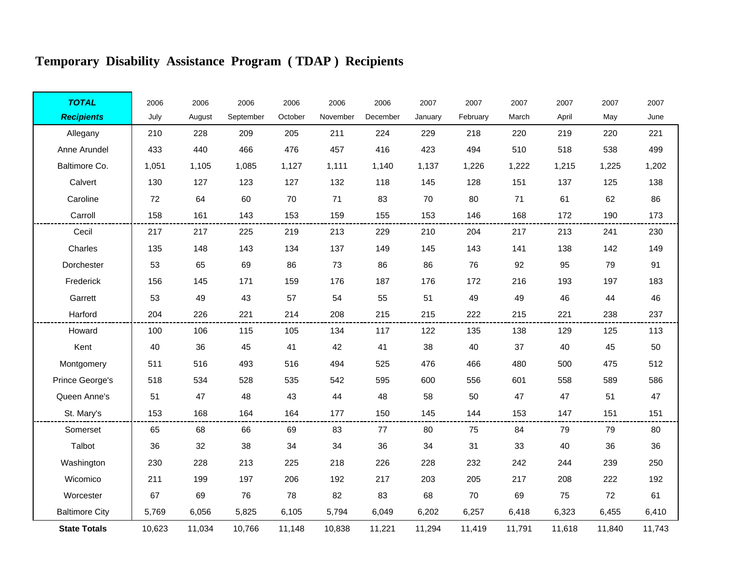# Temporary Disability Assistance Program ( TDAP ) Recipients

| ***TOTAL Recipients*** | 2006 July | 2006 August | 2006 September | 2006 October | 2006 November | 2006 December | 2007 January | 2007 February | 2007 March | 2007 April | 2007 May | 2007 June |
|---|---|---|---|---|---|---|---|---|---|---|---|---|
| Allegany | 210 | 228 | 209 | 205 | 211 | 224 | 229 | 218 | 220 | 219 | 220 | 221 |
| Anne Arundel | 433 | 440 | 466 | 476 | 457 | 416 | 423 | 494 | 510 | 518 | 538 | 499 |
| Baltimore Co. | 1,051 | 1,105 | 1,085 | 1,127 | 1,111 | 1,140 | 1,137 | 1,226 | 1,222 | 1,215 | 1,225 | 1,202 |
| Calvert | 130 | 127 | 123 | 127 | 132 | 118 | 145 | 128 | 151 | 137 | 125 | 138 |
| Caroline | 72 | 64 | 60 | 70 | 71 | 83 | 70 | 80 | 71 | 61 | 62 | 86 |
| Carroll | 158 | 161 | 143 | 153 | 159 | 155 | 153 | 146 | 168 | 172 | 190 | 173 |
| Cecil | 217 | 217 | 225 | 219 | 213 | 229 | 210 | 204 | 217 | 213 | 241 | 230 |
| Charles | 135 | 148 | 143 | 134 | 137 | 149 | 145 | 143 | 141 | 138 | 142 | 149 |
| Dorchester | 53 | 65 | 69 | 86 | 73 | 86 | 86 | 76 | 92 | 95 | 79 | 91 |
| Frederick | 156 | 145 | 171 | 159 | 176 | 187 | 176 | 172 | 216 | 193 | 197 | 183 |
| Garrett | 53 | 49 | 43 | 57 | 54 | 55 | 51 | 49 | 49 | 46 | 44 | 46 |
| Harford | 204 | 226 | 221 | 214 | 208 | 215 | 215 | 222 | 215 | 221 | 238 | 237 |
| Howard | 100 | 106 | 115 | 105 | 134 | 117 | 122 | 135 | 138 | 129 | 125 | 113 |
| Kent | 40 | 36 | 45 | 41 | 42 | 41 | 38 | 40 | 37 | 40 | 45 | 50 |
| Montgomery | 511 | 516 | 493 | 516 | 494 | 525 | 476 | 466 | 480 | 500 | 475 | 512 |
| Prince George's | 518 | 534 | 528 | 535 | 542 | 595 | 600 | 556 | 601 | 558 | 589 | 586 |
| Queen Anne's | 51 | 47 | 48 | 43 | 44 | 48 | 58 | 50 | 47 | 47 | 51 | 47 |
| St. Mary's | 153 | 168 | 164 | 164 | 177 | 150 | 145 | 144 | 153 | 147 | 151 | 151 |
| Somerset | 65 | 68 | 66 | 69 | 83 | 77 | 80 | 75 | 84 | 79 | 79 | 80 |
| Talbot | 36 | 32 | 38 | 34 | 34 | 36 | 34 | 31 | 33 | 40 | 36 | 36 |
| Washington | 230 | 228 | 213 | 225 | 218 | 226 | 228 | 232 | 242 | 244 | 239 | 250 |
| Wicomico | 211 | 199 | 197 | 206 | 192 | 217 | 203 | 205 | 217 | 208 | 222 | 192 |
| Worcester | 67 | 69 | 76 | 78 | 82 | 83 | 68 | 70 | 69 | 75 | 72 | 61 |
| Baltimore City | 5,769 | 6,056 | 5,825 | 6,105 | 5,794 | 6,049 | 6,202 | 6,257 | 6,418 | 6,323 | 6,455 | 6,410 |
| **State Totals** | 10,623 | 11,034 | 10,766 | 11,148 | 10,838 | 11,221 | 11,294 | 11,419 | 11,791 | 11,618 | 11,840 | 11,743 |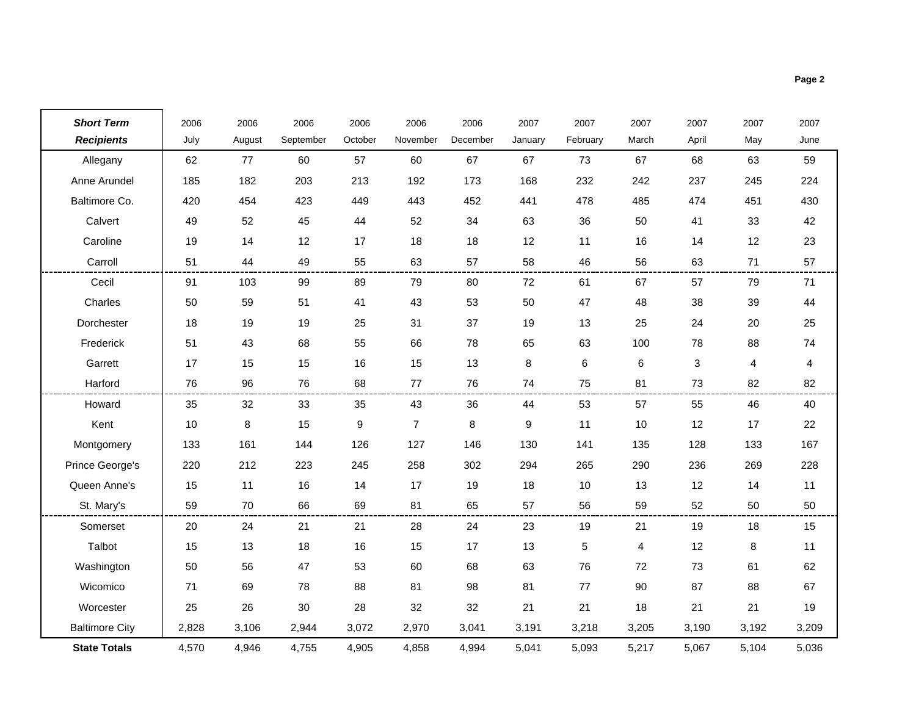| ***Short Term Recipients*** | 2006 July | 2006 August | 2006 September | 2006 October | 2006 November | 2006 December | 2007 January | 2007 February | 2007 March | 2007 April | 2007 May | 2007 June |
|---|---|---|---|---|---|---|---|---|---|---|---|---|
| Allegany | 62 | 77 | 60 | 57 | 60 | 67 | 67 | 73 | 67 | 68 | 63 | 59 |
| Anne Arundel | 185 | 182 | 203 | 213 | 192 | 173 | 168 | 232 | 242 | 237 | 245 | 224 |
| Baltimore Co. | 420 | 454 | 423 | 449 | 443 | 452 | 441 | 478 | 485 | 474 | 451 | 430 |
| Calvert | 49 | 52 | 45 | 44 | 52 | 34 | 63 | 36 | 50 | 41 | 33 | 42 |
| Caroline | 19 | 14 | 12 | 17 | 18 | 18 | 12 | 11 | 16 | 14 | 12 | 23 |
| Carroll | 51 | 44 | 49 | 55 | 63 | 57 | 58 | 46 | 56 | 63 | 71 | 57 |
| Cecil | 91 | 103 | 99 | 89 | 79 | 80 | 72 | 61 | 67 | 57 | 79 | 71 |
| Charles | 50 | 59 | 51 | 41 | 43 | 53 | 50 | 47 | 48 | 38 | 39 | 44 |
| Dorchester | 18 | 19 | 19 | 25 | 31 | 37 | 19 | 13 | 25 | 24 | 20 | 25 |
| Frederick | 51 | 43 | 68 | 55 | 66 | 78 | 65 | 63 | 100 | 78 | 88 | 74 |
| Garrett | 17 | 15 | 15 | 16 | 15 | 13 | 8 | 6 | 6 | 3 | 4 | 4 |
| Harford | 76 | 96 | 76 | 68 | 77 | 76 | 74 | 75 | 81 | 73 | 82 | 82 |
| Howard | 35 | 32 | 33 | 35 | 43 | 36 | 44 | 53 | 57 | 55 | 46 | 40 |
| Kent | 10 | 8 | 15 | 9 | 7 | 8 | 9 | 11 | 10 | 12 | 17 | 22 |
| Montgomery | 133 | 161 | 144 | 126 | 127 | 146 | 130 | 141 | 135 | 128 | 133 | 167 |
| Prince George's | 220 | 212 | 223 | 245 | 258 | 302 | 294 | 265 | 290 | 236 | 269 | 228 |
| Queen Anne's | 15 | 11 | 16 | 14 | 17 | 19 | 18 | 10 | 13 | 12 | 14 | 11 |
| St. Mary's | 59 | 70 | 66 | 69 | 81 | 65 | 57 | 56 | 59 | 52 | 50 | 50 |
| Somerset | 20 | 24 | 21 | 21 | 28 | 24 | 23 | 19 | 21 | 19 | 18 | 15 |
| Talbot | 15 | 13 | 18 | 16 | 15 | 17 | 13 | 5 | 4 | 12 | 8 | 11 |
| Washington | 50 | 56 | 47 | 53 | 60 | 68 | 63 | 76 | 72 | 73 | 61 | 62 |
| Wicomico | 71 | 69 | 78 | 88 | 81 | 98 | 81 | 77 | 90 | 87 | 88 | 67 |
| Worcester | 25 | 26 | 30 | 28 | 32 | 32 | 21 | 21 | 18 | 21 | 21 | 19 |
| Baltimore City | 2,828 | 3,106 | 2,944 | 3,072 | 2,970 | 3,041 | 3,191 | 3,218 | 3,205 | 3,190 | 3,192 | 3,209 |
| **State Totals** | 4,570 | 4,946 | 4,755 | 4,905 | 4,858 | 4,994 | 5,041 | 5,093 | 5,217 | 5,067 | 5,104 | 5,036 |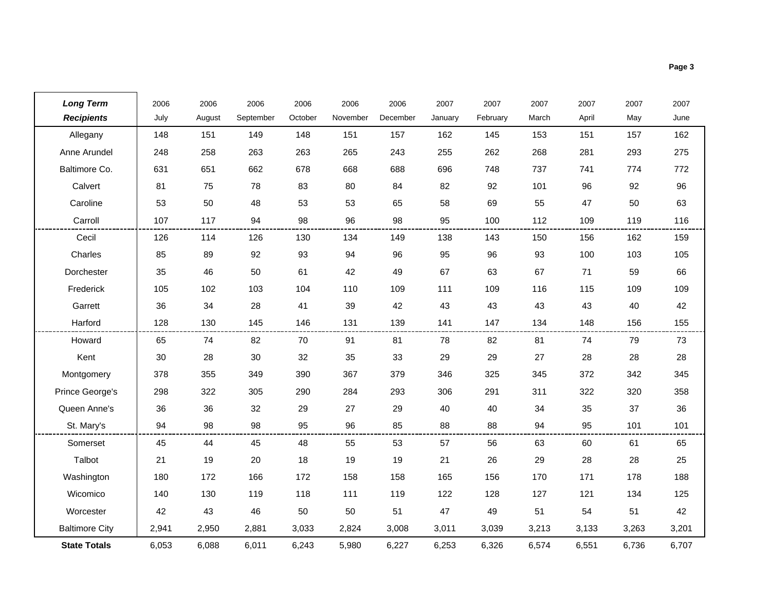| ***Long Term Recipients*** | 2006 July | 2006 August | 2006 September | 2006 October | 2006 November | 2006 December | 2007 January | 2007 February | 2007 March | 2007 April | 2007 May | 2007 June |
|---|---|---|---|---|---|---|---|---|---|---|---|---|
| Allegany | 148 | 151 | 149 | 148 | 151 | 157 | 162 | 145 | 153 | 151 | 157 | 162 |
| Anne Arundel | 248 | 258 | 263 | 263 | 265 | 243 | 255 | 262 | 268 | 281 | 293 | 275 |
| Baltimore Co. | 631 | 651 | 662 | 678 | 668 | 688 | 696 | 748 | 737 | 741 | 774 | 772 |
| Calvert | 81 | 75 | 78 | 83 | 80 | 84 | 82 | 92 | 101 | 96 | 92 | 96 |
| Caroline | 53 | 50 | 48 | 53 | 53 | 65 | 58 | 69 | 55 | 47 | 50 | 63 |
| Carroll | 107 | 117 | 94 | 98 | 96 | 98 | 95 | 100 | 112 | 109 | 119 | 116 |
| Cecil | 126 | 114 | 126 | 130 | 134 | 149 | 138 | 143 | 150 | 156 | 162 | 159 |
| Charles | 85 | 89 | 92 | 93 | 94 | 96 | 95 | 96 | 93 | 100 | 103 | 105 |
| Dorchester | 35 | 46 | 50 | 61 | 42 | 49 | 67 | 63 | 67 | 71 | 59 | 66 |
| Frederick | 105 | 102 | 103 | 104 | 110 | 109 | 111 | 109 | 116 | 115 | 109 | 109 |
| Garrett | 36 | 34 | 28 | 41 | 39 | 42 | 43 | 43 | 43 | 43 | 40 | 42 |
| Harford | 128 | 130 | 145 | 146 | 131 | 139 | 141 | 147 | 134 | 148 | 156 | 155 |
| Howard | 65 | 74 | 82 | 70 | 91 | 81 | 78 | 82 | 81 | 74 | 79 | 73 |
| Kent | 30 | 28 | 30 | 32 | 35 | 33 | 29 | 29 | 27 | 28 | 28 | 28 |
| Montgomery | 378 | 355 | 349 | 390 | 367 | 379 | 346 | 325 | 345 | 372 | 342 | 345 |
| Prince George's | 298 | 322 | 305 | 290 | 284 | 293 | 306 | 291 | 311 | 322 | 320 | 358 |
| Queen Anne's | 36 | 36 | 32 | 29 | 27 | 29 | 40 | 40 | 34 | 35 | 37 | 36 |
| St. Mary's | 94 | 98 | 98 | 95 | 96 | 85 | 88 | 88 | 94 | 95 | 101 | 101 |
| Somerset | 45 | 44 | 45 | 48 | 55 | 53 | 57 | 56 | 63 | 60 | 61 | 65 |
| Talbot | 21 | 19 | 20 | 18 | 19 | 19 | 21 | 26 | 29 | 28 | 28 | 25 |
| Washington | 180 | 172 | 166 | 172 | 158 | 158 | 165 | 156 | 170 | 171 | 178 | 188 |
| Wicomico | 140 | 130 | 119 | 118 | 111 | 119 | 122 | 128 | 127 | 121 | 134 | 125 |
| Worcester | 42 | 43 | 46 | 50 | 50 | 51 | 47 | 49 | 51 | 54 | 51 | 42 |
| Baltimore City | 2,941 | 2,950 | 2,881 | 3,033 | 2,824 | 3,008 | 3,011 | 3,039 | 3,213 | 3,133 | 3,263 | 3,201 |
| **State Totals** | 6,053 | 6,088 | 6,011 | 6,243 | 5,980 | 6,227 | 6,253 | 6,326 | 6,574 | 6,551 | 6,736 | 6,707 |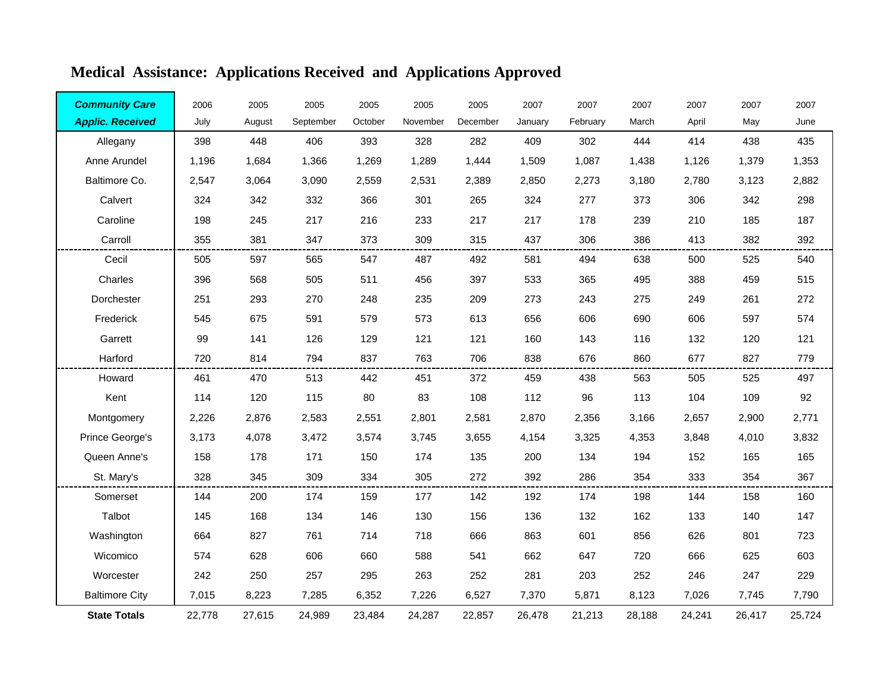# Medical Assistance: Applications Received and Applications Approved

| ***Community Care Applic. Received*** | 2006 July | 2005 August | 2005 September | 2005 October | 2005 November | 2005 December | 2007 January | 2007 February | 2007 March | 2007 April | 2007 May | 2007 June |
|---|---|---|---|---|---|---|---|---|---|---|---|---|
| Allegany | 398 | 448 | 406 | 393 | 328 | 282 | 409 | 302 | 444 | 414 | 438 | 435 |
| Anne Arundel | 1,196 | 1,684 | 1,366 | 1,269 | 1,289 | 1,444 | 1,509 | 1,087 | 1,438 | 1,126 | 1,379 | 1,353 |
| Baltimore Co. | 2,547 | 3,064 | 3,090 | 2,559 | 2,531 | 2,389 | 2,850 | 2,273 | 3,180 | 2,780 | 3,123 | 2,882 |
| Calvert | 324 | 342 | 332 | 366 | 301 | 265 | 324 | 277 | 373 | 306 | 342 | 298 |
| Caroline | 198 | 245 | 217 | 216 | 233 | 217 | 217 | 178 | 239 | 210 | 185 | 187 |
| Carroll | 355 | 381 | 347 | 373 | 309 | 315 | 437 | 306 | 386 | 413 | 382 | 392 |
| Cecil | 505 | 597 | 565 | 547 | 487 | 492 | 581 | 494 | 638 | 500 | 525 | 540 |
| Charles | 396 | 568 | 505 | 511 | 456 | 397 | 533 | 365 | 495 | 388 | 459 | 515 |
| Dorchester | 251 | 293 | 270 | 248 | 235 | 209 | 273 | 243 | 275 | 249 | 261 | 272 |
| Frederick | 545 | 675 | 591 | 579 | 573 | 613 | 656 | 606 | 690 | 606 | 597 | 574 |
| Garrett | 99 | 141 | 126 | 129 | 121 | 121 | 160 | 143 | 116 | 132 | 120 | 121 |
| Harford | 720 | 814 | 794 | 837 | 763 | 706 | 838 | 676 | 860 | 677 | 827 | 779 |
| Howard | 461 | 470 | 513 | 442 | 451 | 372 | 459 | 438 | 563 | 505 | 525 | 497 |
| Kent | 114 | 120 | 115 | 80 | 83 | 108 | 112 | 96 | 113 | 104 | 109 | 92 |
| Montgomery | 2,226 | 2,876 | 2,583 | 2,551 | 2,801 | 2,581 | 2,870 | 2,356 | 3,166 | 2,657 | 2,900 | 2,771 |
| Prince George's | 3,173 | 4,078 | 3,472 | 3,574 | 3,745 | 3,655 | 4,154 | 3,325 | 4,353 | 3,848 | 4,010 | 3,832 |
| Queen Anne's | 158 | 178 | 171 | 150 | 174 | 135 | 200 | 134 | 194 | 152 | 165 | 165 |
| St. Mary's | 328 | 345 | 309 | 334 | 305 | 272 | 392 | 286 | 354 | 333 | 354 | 367 |
| Somerset | 144 | 200 | 174 | 159 | 177 | 142 | 192 | 174 | 198 | 144 | 158 | 160 |
| Talbot | 145 | 168 | 134 | 146 | 130 | 156 | 136 | 132 | 162 | 133 | 140 | 147 |
| Washington | 664 | 827 | 761 | 714 | 718 | 666 | 863 | 601 | 856 | 626 | 801 | 723 |
| Wicomico | 574 | 628 | 606 | 660 | 588 | 541 | 662 | 647 | 720 | 666 | 625 | 603 |
| Worcester | 242 | 250 | 257 | 295 | 263 | 252 | 281 | 203 | 252 | 246 | 247 | 229 |
| Baltimore City | 7,015 | 8,223 | 7,285 | 6,352 | 7,226 | 6,527 | 7,370 | 5,871 | 8,123 | 7,026 | 7,745 | 7,790 |
| **State Totals** | 22,778 | 27,615 | 24,989 | 23,484 | 24,287 | 22,857 | 26,478 | 21,213 | 28,188 | 24,241 | 26,417 | 25,724 |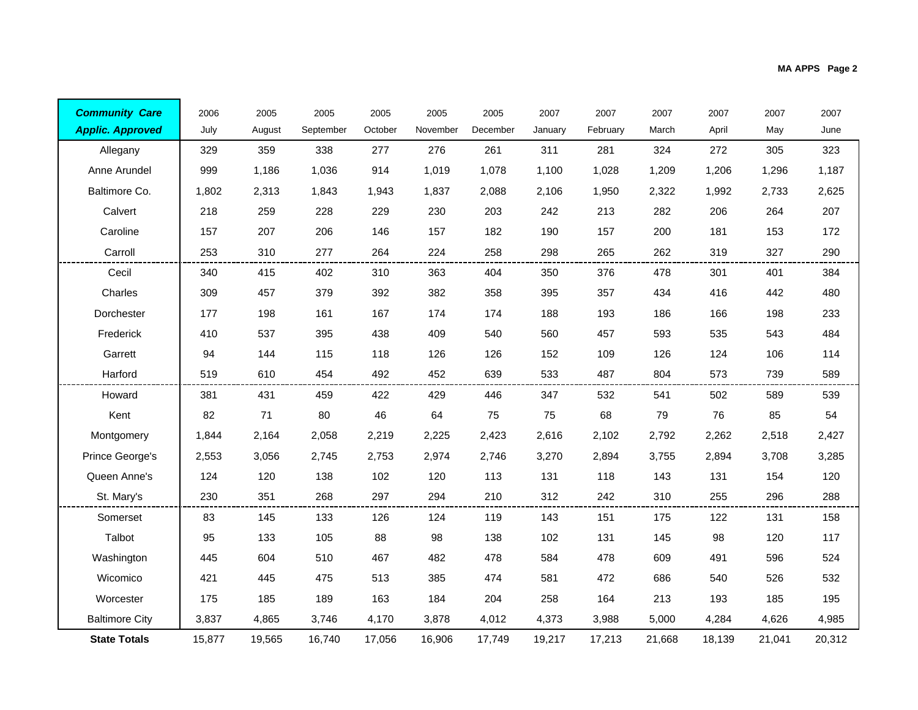| Community Care Applic. Approved | 2006 July | 2005 August | 2005 September | 2005 October | 2005 November | 2005 December | 2007 January | 2007 February | 2007 March | 2007 April | 2007 May | 2007 June |
|---|---|---|---|---|---|---|---|---|---|---|---|---|
| Allegany | 329 | 359 | 338 | 277 | 276 | 261 | 311 | 281 | 324 | 272 | 305 | 323 |
| Anne Arundel | 999 | 1,186 | 1,036 | 914 | 1,019 | 1,078 | 1,100 | 1,028 | 1,209 | 1,206 | 1,296 | 1,187 |
| Baltimore Co. | 1,802 | 2,313 | 1,843 | 1,943 | 1,837 | 2,088 | 2,106 | 1,950 | 2,322 | 1,992 | 2,733 | 2,625 |
| Calvert | 218 | 259 | 228 | 229 | 230 | 203 | 242 | 213 | 282 | 206 | 264 | 207 |
| Caroline | 157 | 207 | 206 | 146 | 157 | 182 | 190 | 157 | 200 | 181 | 153 | 172 |
| Carroll | 253 | 310 | 277 | 264 | 224 | 258 | 298 | 265 | 262 | 319 | 327 | 290 |
| Cecil | 340 | 415 | 402 | 310 | 363 | 404 | 350 | 376 | 478 | 301 | 401 | 384 |
| Charles | 309 | 457 | 379 | 392 | 382 | 358 | 395 | 357 | 434 | 416 | 442 | 480 |
| Dorchester | 177 | 198 | 161 | 167 | 174 | 174 | 188 | 193 | 186 | 166 | 198 | 233 |
| Frederick | 410 | 537 | 395 | 438 | 409 | 540 | 560 | 457 | 593 | 535 | 543 | 484 |
| Garrett | 94 | 144 | 115 | 118 | 126 | 126 | 152 | 109 | 126 | 124 | 106 | 114 |
| Harford | 519 | 610 | 454 | 492 | 452 | 639 | 533 | 487 | 804 | 573 | 739 | 589 |
| Howard | 381 | 431 | 459 | 422 | 429 | 446 | 347 | 532 | 541 | 502 | 589 | 539 |
| Kent | 82 | 71 | 80 | 46 | 64 | 75 | 75 | 68 | 79 | 76 | 85 | 54 |
| Montgomery | 1,844 | 2,164 | 2,058 | 2,219 | 2,225 | 2,423 | 2,616 | 2,102 | 2,792 | 2,262 | 2,518 | 2,427 |
| Prince George's | 2,553 | 3,056 | 2,745 | 2,753 | 2,974 | 2,746 | 3,270 | 2,894 | 3,755 | 2,894 | 3,708 | 3,285 |
| Queen Anne's | 124 | 120 | 138 | 102 | 120 | 113 | 131 | 118 | 143 | 131 | 154 | 120 |
| St. Mary's | 230 | 351 | 268 | 297 | 294 | 210 | 312 | 242 | 310 | 255 | 296 | 288 |
| Somerset | 83 | 145 | 133 | 126 | 124 | 119 | 143 | 151 | 175 | 122 | 131 | 158 |
| Talbot | 95 | 133 | 105 | 88 | 98 | 138 | 102 | 131 | 145 | 98 | 120 | 117 |
| Washington | 445 | 604 | 510 | 467 | 482 | 478 | 584 | 478 | 609 | 491 | 596 | 524 |
| Wicomico | 421 | 445 | 475 | 513 | 385 | 474 | 581 | 472 | 686 | 540 | 526 | 532 |
| Worcester | 175 | 185 | 189 | 163 | 184 | 204 | 258 | 164 | 213 | 193 | 185 | 195 |
| Baltimore City | 3,837 | 4,865 | 3,746 | 4,170 | 3,878 | 4,012 | 4,373 | 3,988 | 5,000 | 4,284 | 4,626 | 4,985 |
| **State Totals** | 15,877 | 19,565 | 16,740 | 17,056 | 16,906 | 17,749 | 19,217 | 17,213 | 21,668 | 18,139 | 21,041 | 20,312 |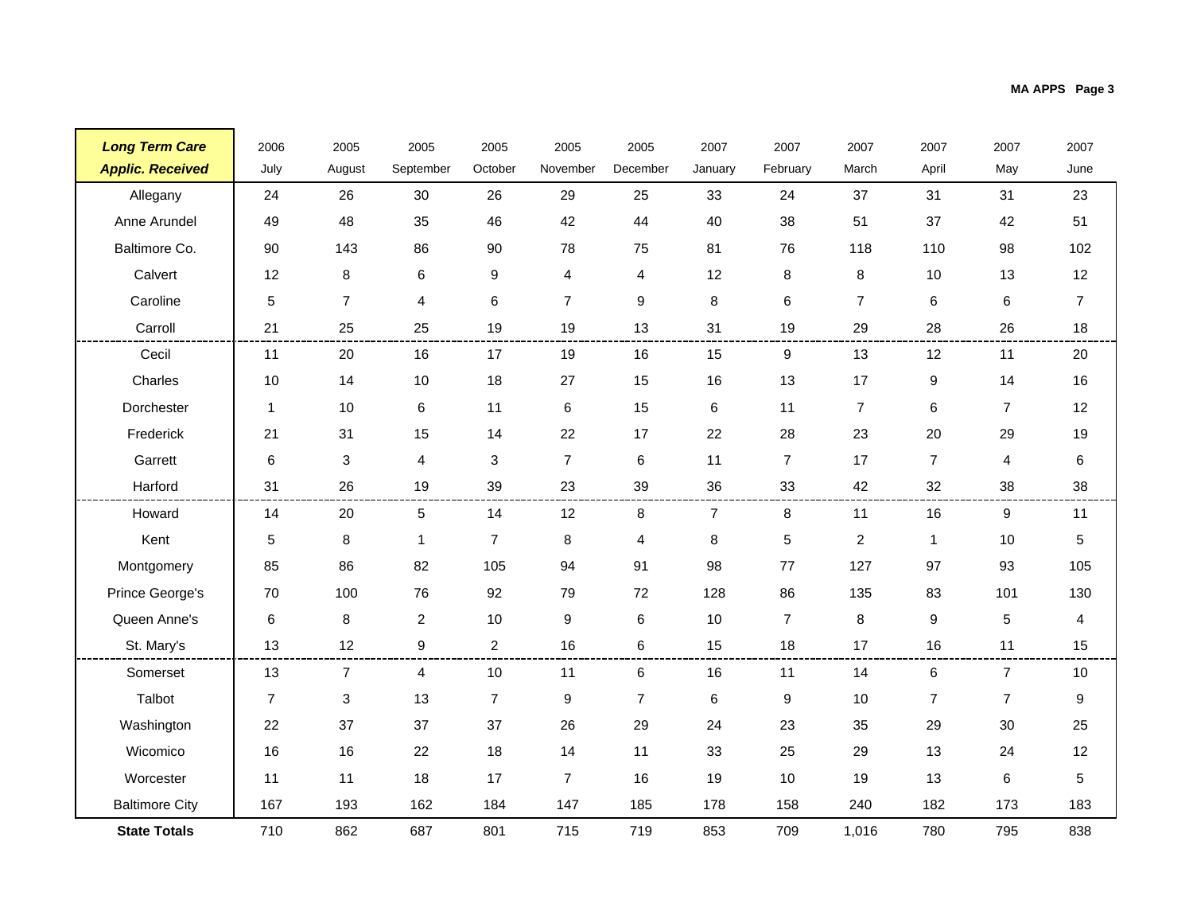| *Long Term Care* *Applic. Received* | 2006 July | 2005 August | 2005 September | 2005 October | 2005 November | 2005 December | 2007 January | 2007 February | 2007 March | 2007 April | 2007 May | 2007 June |
|---|---|---|---|---|---|---|---|---|---|---|---|---|
| Allegany | 24 | 26 | 30 | 26 | 29 | 25 | 33 | 24 | 37 | 31 | 31 | 23 |
| Anne Arundel | 49 | 48 | 35 | 46 | 42 | 44 | 40 | 38 | 51 | 37 | 42 | 51 |
| Baltimore Co. | 90 | 143 | 86 | 90 | 78 | 75 | 81 | 76 | 118 | 110 | 98 | 102 |
| Calvert | 12 | 8 | 6 | 9 | 4 | 4 | 12 | 8 | 8 | 10 | 13 | 12 |
| Caroline | 5 | 7 | 4 | 6 | 7 | 9 | 8 | 6 | 7 | 6 | 6 | 7 |
| Carroll | 21 | 25 | 25 | 19 | 19 | 13 | 31 | 19 | 29 | 28 | 26 | 18 |
| Cecil | 11 | 20 | 16 | 17 | 19 | 16 | 15 | 9 | 13 | 12 | 11 | 20 |
| Charles | 10 | 14 | 10 | 18 | 27 | 15 | 16 | 13 | 17 | 9 | 14 | 16 |
| Dorchester | 1 | 10 | 6 | 11 | 6 | 15 | 6 | 11 | 7 | 6 | 7 | 12 |
| Frederick | 21 | 31 | 15 | 14 | 22 | 17 | 22 | 28 | 23 | 20 | 29 | 19 |
| Garrett | 6 | 3 | 4 | 3 | 7 | 6 | 11 | 7 | 17 | 7 | 4 | 6 |
| Harford | 31 | 26 | 19 | 39 | 23 | 39 | 36 | 33 | 42 | 32 | 38 | 38 |
| Howard | 14 | 20 | 5 | 14 | 12 | 8 | 7 | 8 | 11 | 16 | 9 | 11 |
| Kent | 5 | 8 | 1 | 7 | 8 | 4 | 8 | 5 | 2 | 1 | 10 | 5 |
| Montgomery | 85 | 86 | 82 | 105 | 94 | 91 | 98 | 77 | 127 | 97 | 93 | 105 |
| Prince George's | 70 | 100 | 76 | 92 | 79 | 72 | 128 | 86 | 135 | 83 | 101 | 130 |
| Queen Anne's | 6 | 8 | 2 | 10 | 9 | 6 | 10 | 7 | 8 | 9 | 5 | 4 |
| St. Mary's | 13 | 12 | 9 | 2 | 16 | 6 | 15 | 18 | 17 | 16 | 11 | 15 |
| Somerset | 13 | 7 | 4 | 10 | 11 | 6 | 16 | 11 | 14 | 6 | 7 | 10 |
| Talbot | 7 | 3 | 13 | 7 | 9 | 7 | 6 | 9 | 10 | 7 | 7 | 9 |
| Washington | 22 | 37 | 37 | 37 | 26 | 29 | 24 | 23 | 35 | 29 | 30 | 25 |
| Wicomico | 16 | 16 | 22 | 18 | 14 | 11 | 33 | 25 | 29 | 13 | 24 | 12 |
| Worcester | 11 | 11 | 18 | 17 | 7 | 16 | 19 | 10 | 19 | 13 | 6 | 5 |
| Baltimore City | 167 | 193 | 162 | 184 | 147 | 185 | 178 | 158 | 240 | 182 | 173 | 183 |
| **State Totals** | 710 | 862 | 687 | 801 | 715 | 719 | 853 | 709 | 1,016 | 780 | 795 | 838 |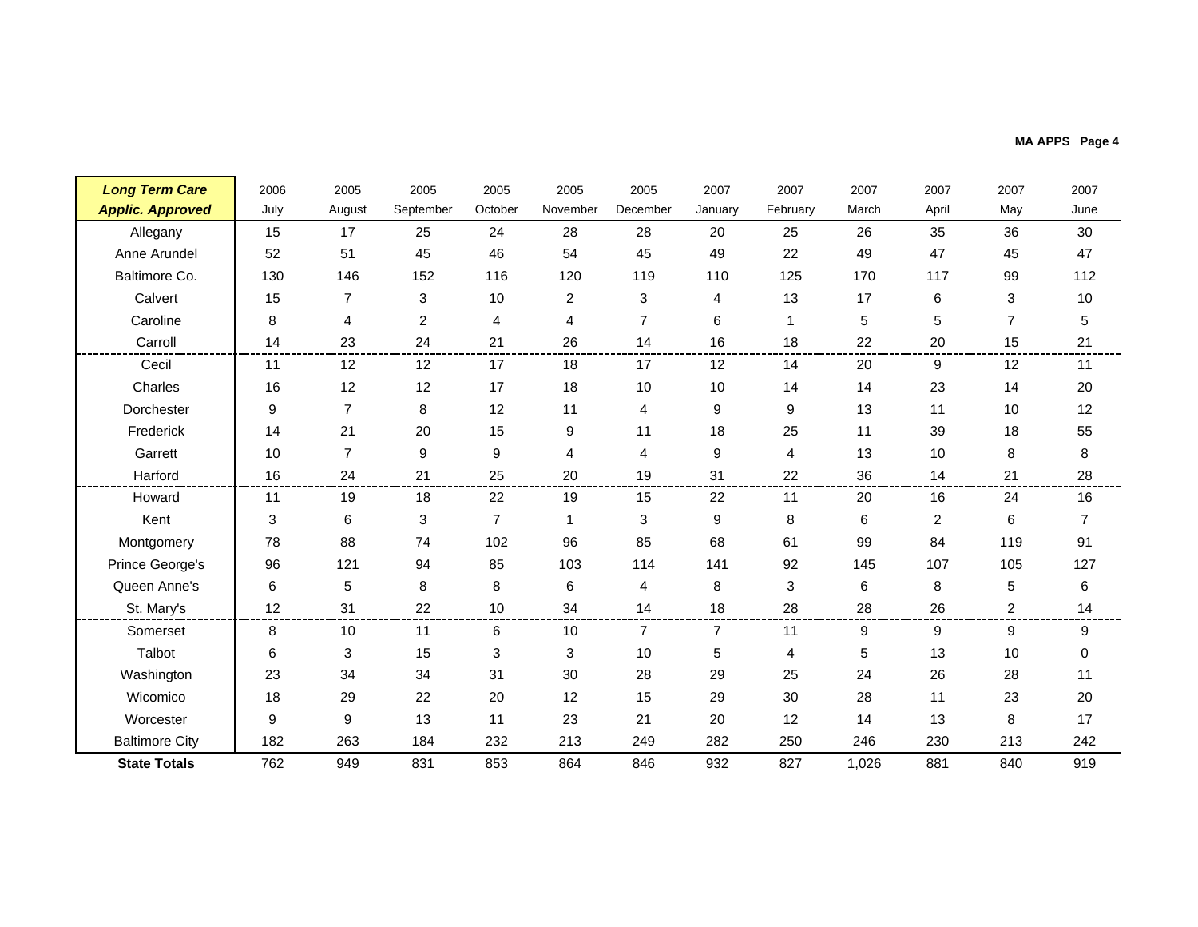MA APPS Page 4

| ***Long Term Care Applic. Approved*** | 2006 July | 2005 August | 2005 September | 2005 October | 2005 November | 2005 December | 2007 January | 2007 February | 2007 March | 2007 April | 2007 May | 2007 June |
|---|---|---|---|---|---|---|---|---|---|---|---|---|
| Allegany | 15 | 17 | 25 | 24 | 28 | 28 | 20 | 25 | 26 | 35 | 36 | 30 |
| Anne Arundel | 52 | 51 | 45 | 46 | 54 | 45 | 49 | 22 | 49 | 47 | 45 | 47 |
| Baltimore Co. | 130 | 146 | 152 | 116 | 120 | 119 | 110 | 125 | 170 | 117 | 99 | 112 |
| Calvert | 15 | 7 | 3 | 10 | 2 | 3 | 4 | 13 | 17 | 6 | 3 | 10 |
| Caroline | 8 | 4 | 2 | 4 | 4 | 7 | 6 | 1 | 5 | 5 | 7 | 5 |
| Carroll | 14 | 23 | 24 | 21 | 26 | 14 | 16 | 18 | 22 | 20 | 15 | 21 |
| Cecil | 11 | 12 | 12 | 17 | 18 | 17 | 12 | 14 | 20 | 9 | 12 | 11 |
| Charles | 16 | 12 | 12 | 17 | 18 | 10 | 10 | 14 | 14 | 23 | 14 | 20 |
| Dorchester | 9 | 7 | 8 | 12 | 11 | 4 | 9 | 9 | 13 | 11 | 10 | 12 |
| Frederick | 14 | 21 | 20 | 15 | 9 | 11 | 18 | 25 | 11 | 39 | 18 | 55 |
| Garrett | 10 | 7 | 9 | 9 | 4 | 4 | 9 | 4 | 13 | 10 | 8 | 8 |
| Harford | 16 | 24 | 21 | 25 | 20 | 19 | 31 | 22 | 36 | 14 | 21 | 28 |
| Howard | 11 | 19 | 18 | 22 | 19 | 15 | 22 | 11 | 20 | 16 | 24 | 16 |
| Kent | 3 | 6 | 3 | 7 | 1 | 3 | 9 | 8 | 6 | 2 | 6 | 7 |
| Montgomery | 78 | 88 | 74 | 102 | 96 | 85 | 68 | 61 | 99 | 84 | 119 | 91 |
| Prince George's | 96 | 121 | 94 | 85 | 103 | 114 | 141 | 92 | 145 | 107 | 105 | 127 |
| Queen Anne's | 6 | 5 | 8 | 8 | 6 | 4 | 8 | 3 | 6 | 8 | 5 | 6 |
| St. Mary's | 12 | 31 | 22 | 10 | 34 | 14 | 18 | 28 | 28 | 26 | 2 | 14 |
| Somerset | 8 | 10 | 11 | 6 | 10 | 7 | 7 | 11 | 9 | 9 | 9 | 9 |
| Talbot | 6 | 3 | 15 | 3 | 3 | 10 | 5 | 4 | 5 | 13 | 10 | 0 |
| Washington | 23 | 34 | 34 | 31 | 30 | 28 | 29 | 25 | 24 | 26 | 28 | 11 |
| Wicomico | 18 | 29 | 22 | 20 | 12 | 15 | 29 | 30 | 28 | 11 | 23 | 20 |
| Worcester | 9 | 9 | 13 | 11 | 23 | 21 | 20 | 12 | 14 | 13 | 8 | 17 |
| Baltimore City | 182 | 263 | 184 | 232 | 213 | 249 | 282 | 250 | 246 | 230 | 213 | 242 |
| **State Totals** | 762 | 949 | 831 | 853 | 864 | 846 | 932 | 827 | 1,026 | 881 | 840 | 919 |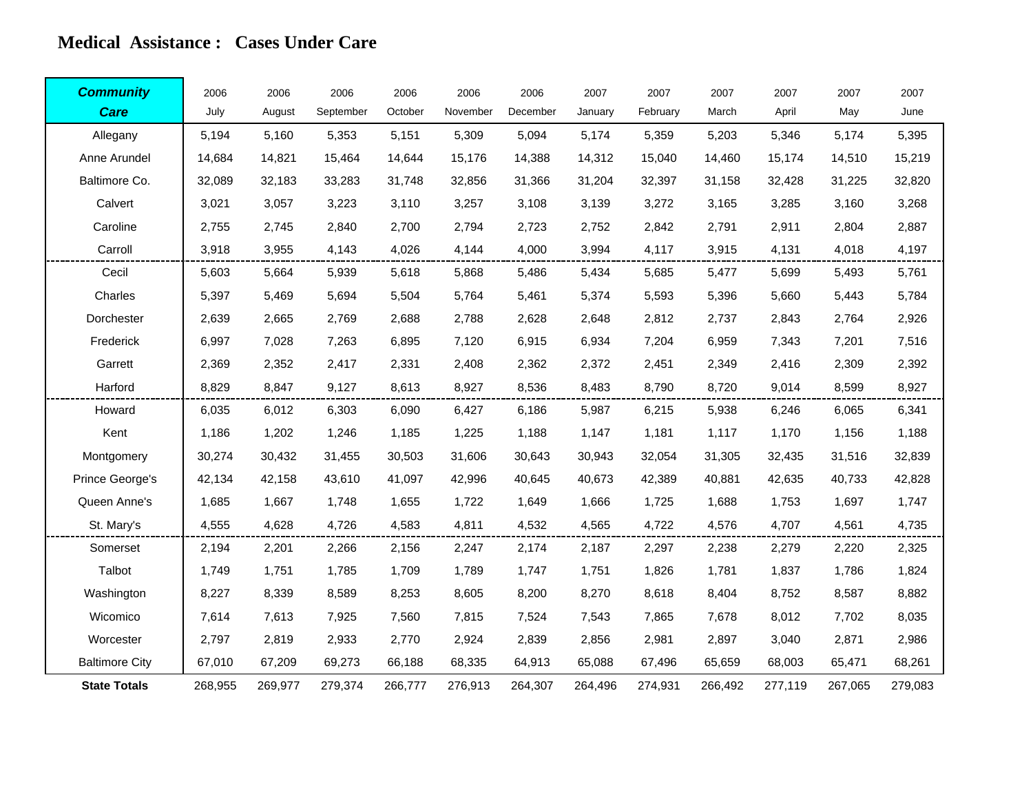# Medical Assistance : Cases Under Care

| ***Community Care*** | 2006 July | 2006 August | 2006 September | 2006 October | 2006 November | 2006 December | 2007 January | 2007 February | 2007 March | 2007 April | 2007 May | 2007 June |
|---|---|---|---|---|---|---|---|---|---|---|---|---|
| Allegany | 5,194 | 5,160 | 5,353 | 5,151 | 5,309 | 5,094 | 5,174 | 5,359 | 5,203 | 5,346 | 5,174 | 5,395 |
| Anne Arundel | 14,684 | 14,821 | 15,464 | 14,644 | 15,176 | 14,388 | 14,312 | 15,040 | 14,460 | 15,174 | 14,510 | 15,219 |
| Baltimore Co. | 32,089 | 32,183 | 33,283 | 31,748 | 32,856 | 31,366 | 31,204 | 32,397 | 31,158 | 32,428 | 31,225 | 32,820 |
| Calvert | 3,021 | 3,057 | 3,223 | 3,110 | 3,257 | 3,108 | 3,139 | 3,272 | 3,165 | 3,285 | 3,160 | 3,268 |
| Caroline | 2,755 | 2,745 | 2,840 | 2,700 | 2,794 | 2,723 | 2,752 | 2,842 | 2,791 | 2,911 | 2,804 | 2,887 |
| Carroll | 3,918 | 3,955 | 4,143 | 4,026 | 4,144 | 4,000 | 3,994 | 4,117 | 3,915 | 4,131 | 4,018 | 4,197 |
| Cecil | 5,603 | 5,664 | 5,939 | 5,618 | 5,868 | 5,486 | 5,434 | 5,685 | 5,477 | 5,699 | 5,493 | 5,761 |
| Charles | 5,397 | 5,469 | 5,694 | 5,504 | 5,764 | 5,461 | 5,374 | 5,593 | 5,396 | 5,660 | 5,443 | 5,784 |
| Dorchester | 2,639 | 2,665 | 2,769 | 2,688 | 2,788 | 2,628 | 2,648 | 2,812 | 2,737 | 2,843 | 2,764 | 2,926 |
| Frederick | 6,997 | 7,028 | 7,263 | 6,895 | 7,120 | 6,915 | 6,934 | 7,204 | 6,959 | 7,343 | 7,201 | 7,516 |
| Garrett | 2,369 | 2,352 | 2,417 | 2,331 | 2,408 | 2,362 | 2,372 | 2,451 | 2,349 | 2,416 | 2,309 | 2,392 |
| Harford | 8,829 | 8,847 | 9,127 | 8,613 | 8,927 | 8,536 | 8,483 | 8,790 | 8,720 | 9,014 | 8,599 | 8,927 |
| Howard | 6,035 | 6,012 | 6,303 | 6,090 | 6,427 | 6,186 | 5,987 | 6,215 | 5,938 | 6,246 | 6,065 | 6,341 |
| Kent | 1,186 | 1,202 | 1,246 | 1,185 | 1,225 | 1,188 | 1,147 | 1,181 | 1,117 | 1,170 | 1,156 | 1,188 |
| Montgomery | 30,274 | 30,432 | 31,455 | 30,503 | 31,606 | 30,643 | 30,943 | 32,054 | 31,305 | 32,435 | 31,516 | 32,839 |
| Prince George's | 42,134 | 42,158 | 43,610 | 41,097 | 42,996 | 40,645 | 40,673 | 42,389 | 40,881 | 42,635 | 40,733 | 42,828 |
| Queen Anne's | 1,685 | 1,667 | 1,748 | 1,655 | 1,722 | 1,649 | 1,666 | 1,725 | 1,688 | 1,753 | 1,697 | 1,747 |
| St. Mary's | 4,555 | 4,628 | 4,726 | 4,583 | 4,811 | 4,532 | 4,565 | 4,722 | 4,576 | 4,707 | 4,561 | 4,735 |
| Somerset | 2,194 | 2,201 | 2,266 | 2,156 | 2,247 | 2,174 | 2,187 | 2,297 | 2,238 | 2,279 | 2,220 | 2,325 |
| Talbot | 1,749 | 1,751 | 1,785 | 1,709 | 1,789 | 1,747 | 1,751 | 1,826 | 1,781 | 1,837 | 1,786 | 1,824 |
| Washington | 8,227 | 8,339 | 8,589 | 8,253 | 8,605 | 8,200 | 8,270 | 8,618 | 8,404 | 8,752 | 8,587 | 8,882 |
| Wicomico | 7,614 | 7,613 | 7,925 | 7,560 | 7,815 | 7,524 | 7,543 | 7,865 | 7,678 | 8,012 | 7,702 | 8,035 |
| Worcester | 2,797 | 2,819 | 2,933 | 2,770 | 2,924 | 2,839 | 2,856 | 2,981 | 2,897 | 3,040 | 2,871 | 2,986 |
| Baltimore City | 67,010 | 67,209 | 69,273 | 66,188 | 68,335 | 64,913 | 65,088 | 67,496 | 65,659 | 68,003 | 65,471 | 68,261 |
| **State Totals** | 268,955 | 269,977 | 279,374 | 266,777 | 276,913 | 264,307 | 264,496 | 274,931 | 266,492 | 277,119 | 267,065 | 279,083 |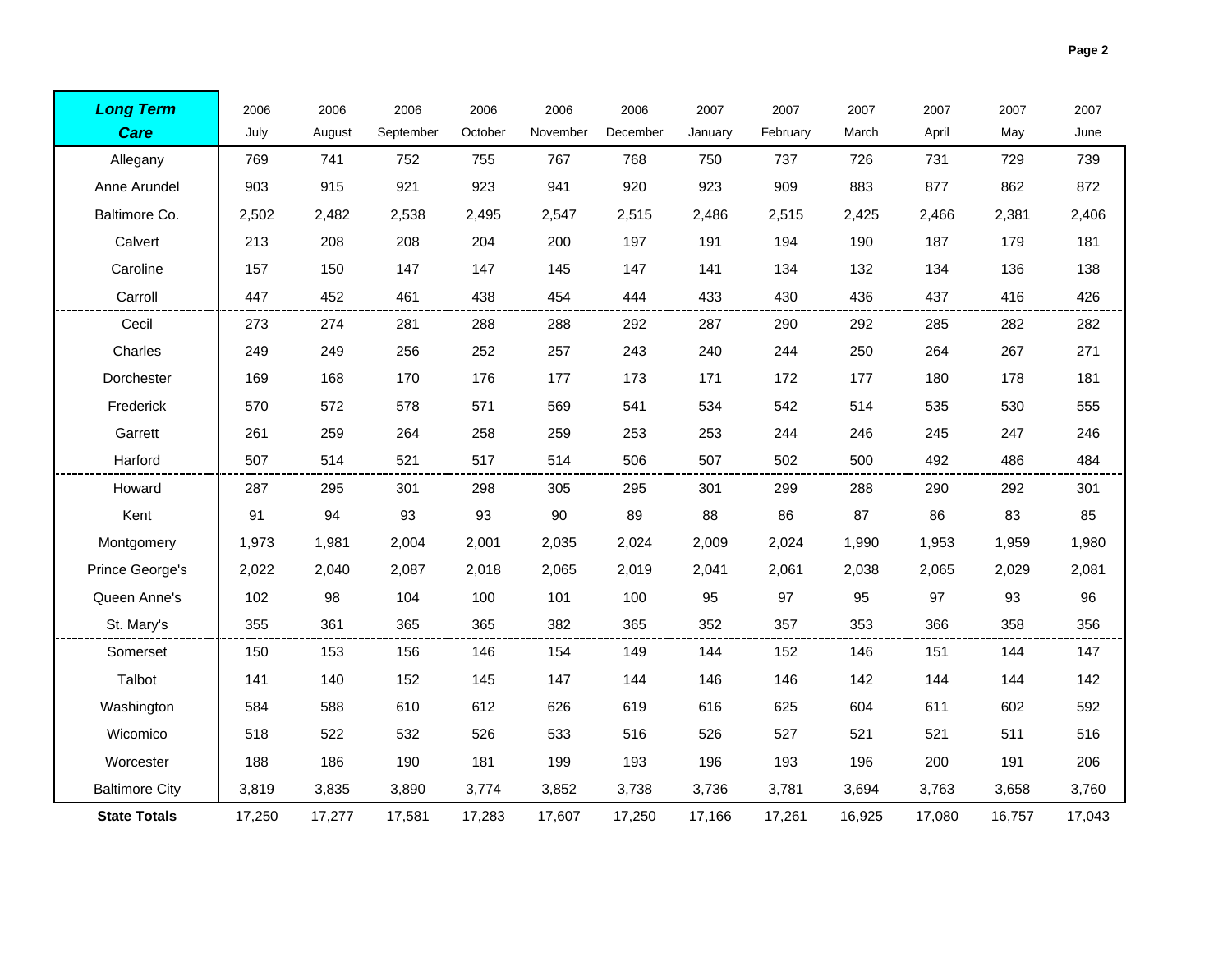| **_Long Term Care_** | 2006 July | 2006 August | 2006 September | 2006 October | 2006 November | 2006 December | 2007 January | 2007 February | 2007 March | 2007 April | 2007 May | 2007 June |
|---|---|---|---|---|---|---|---|---|---|---|---|---|
| Allegany | 769 | 741 | 752 | 755 | 767 | 768 | 750 | 737 | 726 | 731 | 729 | 739 |
| Anne Arundel | 903 | 915 | 921 | 923 | 941 | 920 | 923 | 909 | 883 | 877 | 862 | 872 |
| Baltimore Co. | 2,502 | 2,482 | 2,538 | 2,495 | 2,547 | 2,515 | 2,486 | 2,515 | 2,425 | 2,466 | 2,381 | 2,406 |
| Calvert | 213 | 208 | 208 | 204 | 200 | 197 | 191 | 194 | 190 | 187 | 179 | 181 |
| Caroline | 157 | 150 | 147 | 147 | 145 | 147 | 141 | 134 | 132 | 134 | 136 | 138 |
| Carroll | 447 | 452 | 461 | 438 | 454 | 444 | 433 | 430 | 436 | 437 | 416 | 426 |
| Cecil | 273 | 274 | 281 | 288 | 288 | 292 | 287 | 290 | 292 | 285 | 282 | 282 |
| Charles | 249 | 249 | 256 | 252 | 257 | 243 | 240 | 244 | 250 | 264 | 267 | 271 |
| Dorchester | 169 | 168 | 170 | 176 | 177 | 173 | 171 | 172 | 177 | 180 | 178 | 181 |
| Frederick | 570 | 572 | 578 | 571 | 569 | 541 | 534 | 542 | 514 | 535 | 530 | 555 |
| Garrett | 261 | 259 | 264 | 258 | 259 | 253 | 253 | 244 | 246 | 245 | 247 | 246 |
| Harford | 507 | 514 | 521 | 517 | 514 | 506 | 507 | 502 | 500 | 492 | 486 | 484 |
| Howard | 287 | 295 | 301 | 298 | 305 | 295 | 301 | 299 | 288 | 290 | 292 | 301 |
| Kent | 91 | 94 | 93 | 93 | 90 | 89 | 88 | 86 | 87 | 86 | 83 | 85 |
| Montgomery | 1,973 | 1,981 | 2,004 | 2,001 | 2,035 | 2,024 | 2,009 | 2,024 | 1,990 | 1,953 | 1,959 | 1,980 |
| Prince George's | 2,022 | 2,040 | 2,087 | 2,018 | 2,065 | 2,019 | 2,041 | 2,061 | 2,038 | 2,065 | 2,029 | 2,081 |
| Queen Anne's | 102 | 98 | 104 | 100 | 101 | 100 | 95 | 97 | 95 | 97 | 93 | 96 |
| St. Mary's | 355 | 361 | 365 | 365 | 382 | 365 | 352 | 357 | 353 | 366 | 358 | 356 |
| Somerset | 150 | 153 | 156 | 146 | 154 | 149 | 144 | 152 | 146 | 151 | 144 | 147 |
| Talbot | 141 | 140 | 152 | 145 | 147 | 144 | 146 | 146 | 142 | 144 | 144 | 142 |
| Washington | 584 | 588 | 610 | 612 | 626 | 619 | 616 | 625 | 604 | 611 | 602 | 592 |
| Wicomico | 518 | 522 | 532 | 526 | 533 | 516 | 526 | 527 | 521 | 521 | 511 | 516 |
| Worcester | 188 | 186 | 190 | 181 | 199 | 193 | 196 | 193 | 196 | 200 | 191 | 206 |
| Baltimore City | 3,819 | 3,835 | 3,890 | 3,774 | 3,852 | 3,738 | 3,736 | 3,781 | 3,694 | 3,763 | 3,658 | 3,760 |
| **State Totals** | 17,250 | 17,277 | 17,581 | 17,283 | 17,607 | 17,250 | 17,166 | 17,261 | 16,925 | 17,080 | 16,757 | 17,043 |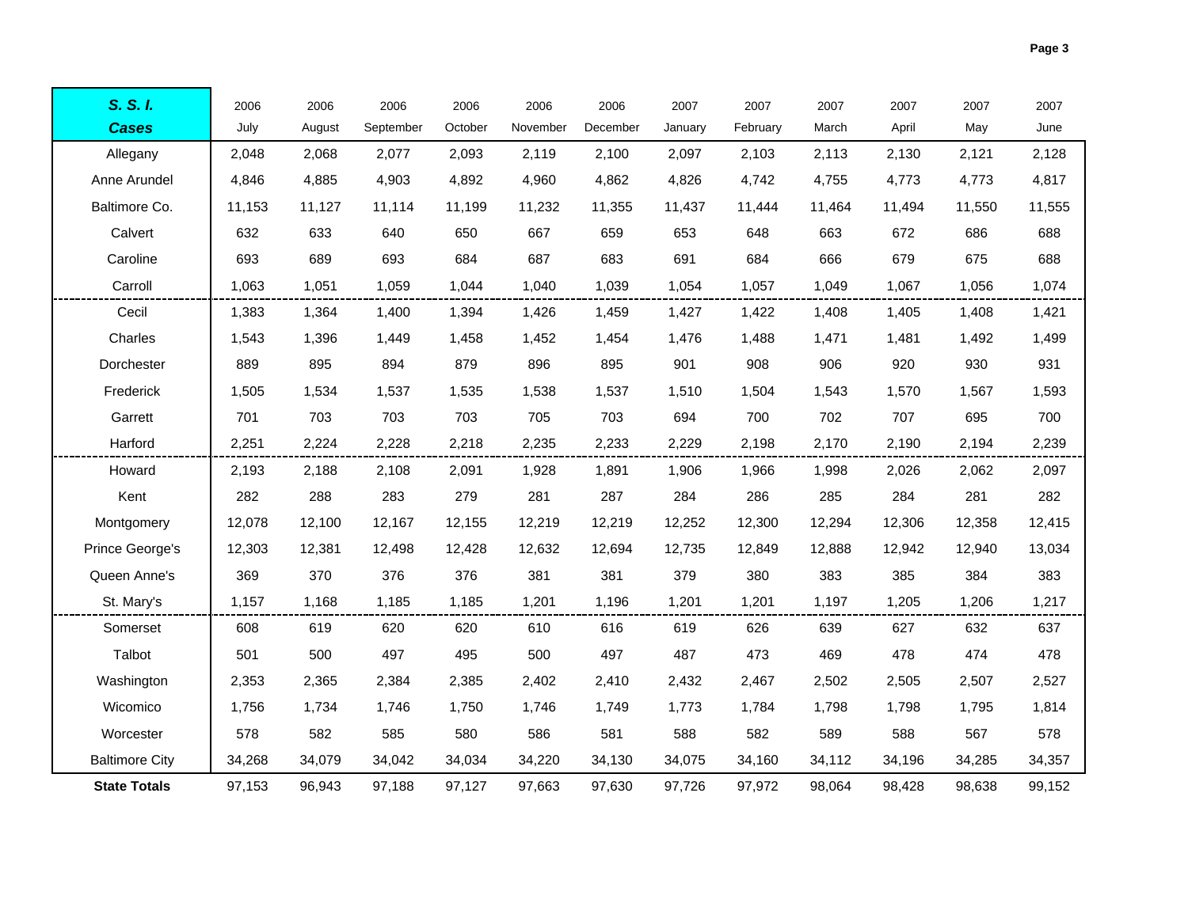| ***S. S. I. Cases*** | 2006 July | 2006 August | 2006 September | 2006 October | 2006 November | 2006 December | 2007 January | 2007 February | 2007 March | 2007 April | 2007 May | 2007 June |
|---|---|---|---|---|---|---|---|---|---|---|---|---|
| Allegany | 2,048 | 2,068 | 2,077 | 2,093 | 2,119 | 2,100 | 2,097 | 2,103 | 2,113 | 2,130 | 2,121 | 2,128 |
| Anne Arundel | 4,846 | 4,885 | 4,903 | 4,892 | 4,960 | 4,862 | 4,826 | 4,742 | 4,755 | 4,773 | 4,773 | 4,817 |
| Baltimore Co. | 11,153 | 11,127 | 11,114 | 11,199 | 11,232 | 11,355 | 11,437 | 11,444 | 11,464 | 11,494 | 11,550 | 11,555 |
| Calvert | 632 | 633 | 640 | 650 | 667 | 659 | 653 | 648 | 663 | 672 | 686 | 688 |
| Caroline | 693 | 689 | 693 | 684 | 687 | 683 | 691 | 684 | 666 | 679 | 675 | 688 |
| Carroll | 1,063 | 1,051 | 1,059 | 1,044 | 1,040 | 1,039 | 1,054 | 1,057 | 1,049 | 1,067 | 1,056 | 1,074 |
| Cecil | 1,383 | 1,364 | 1,400 | 1,394 | 1,426 | 1,459 | 1,427 | 1,422 | 1,408 | 1,405 | 1,408 | 1,421 |
| Charles | 1,543 | 1,396 | 1,449 | 1,458 | 1,452 | 1,454 | 1,476 | 1,488 | 1,471 | 1,481 | 1,492 | 1,499 |
| Dorchester | 889 | 895 | 894 | 879 | 896 | 895 | 901 | 908 | 906 | 920 | 930 | 931 |
| Frederick | 1,505 | 1,534 | 1,537 | 1,535 | 1,538 | 1,537 | 1,510 | 1,504 | 1,543 | 1,570 | 1,567 | 1,593 |
| Garrett | 701 | 703 | 703 | 703 | 705 | 703 | 694 | 700 | 702 | 707 | 695 | 700 |
| Harford | 2,251 | 2,224 | 2,228 | 2,218 | 2,235 | 2,233 | 2,229 | 2,198 | 2,170 | 2,190 | 2,194 | 2,239 |
| Howard | 2,193 | 2,188 | 2,108 | 2,091 | 1,928 | 1,891 | 1,906 | 1,966 | 1,998 | 2,026 | 2,062 | 2,097 |
| Kent | 282 | 288 | 283 | 279 | 281 | 287 | 284 | 286 | 285 | 284 | 281 | 282 |
| Montgomery | 12,078 | 12,100 | 12,167 | 12,155 | 12,219 | 12,219 | 12,252 | 12,300 | 12,294 | 12,306 | 12,358 | 12,415 |
| Prince George's | 12,303 | 12,381 | 12,498 | 12,428 | 12,632 | 12,694 | 12,735 | 12,849 | 12,888 | 12,942 | 12,940 | 13,034 |
| Queen Anne's | 369 | 370 | 376 | 376 | 381 | 381 | 379 | 380 | 383 | 385 | 384 | 383 |
| St. Mary's | 1,157 | 1,168 | 1,185 | 1,185 | 1,201 | 1,196 | 1,201 | 1,201 | 1,197 | 1,205 | 1,206 | 1,217 |
| Somerset | 608 | 619 | 620 | 620 | 610 | 616 | 619 | 626 | 639 | 627 | 632 | 637 |
| Talbot | 501 | 500 | 497 | 495 | 500 | 497 | 487 | 473 | 469 | 478 | 474 | 478 |
| Washington | 2,353 | 2,365 | 2,384 | 2,385 | 2,402 | 2,410 | 2,432 | 2,467 | 2,502 | 2,505 | 2,507 | 2,527 |
| Wicomico | 1,756 | 1,734 | 1,746 | 1,750 | 1,746 | 1,749 | 1,773 | 1,784 | 1,798 | 1,798 | 1,795 | 1,814 |
| Worcester | 578 | 582 | 585 | 580 | 586 | 581 | 588 | 582 | 589 | 588 | 567 | 578 |
| Baltimore City | 34,268 | 34,079 | 34,042 | 34,034 | 34,220 | 34,130 | 34,075 | 34,160 | 34,112 | 34,196 | 34,285 | 34,357 |
| **State Totals** | 97,153 | 96,943 | 97,188 | 97,127 | 97,663 | 97,630 | 97,726 | 97,972 | 98,064 | 98,428 | 98,638 | 99,152 |